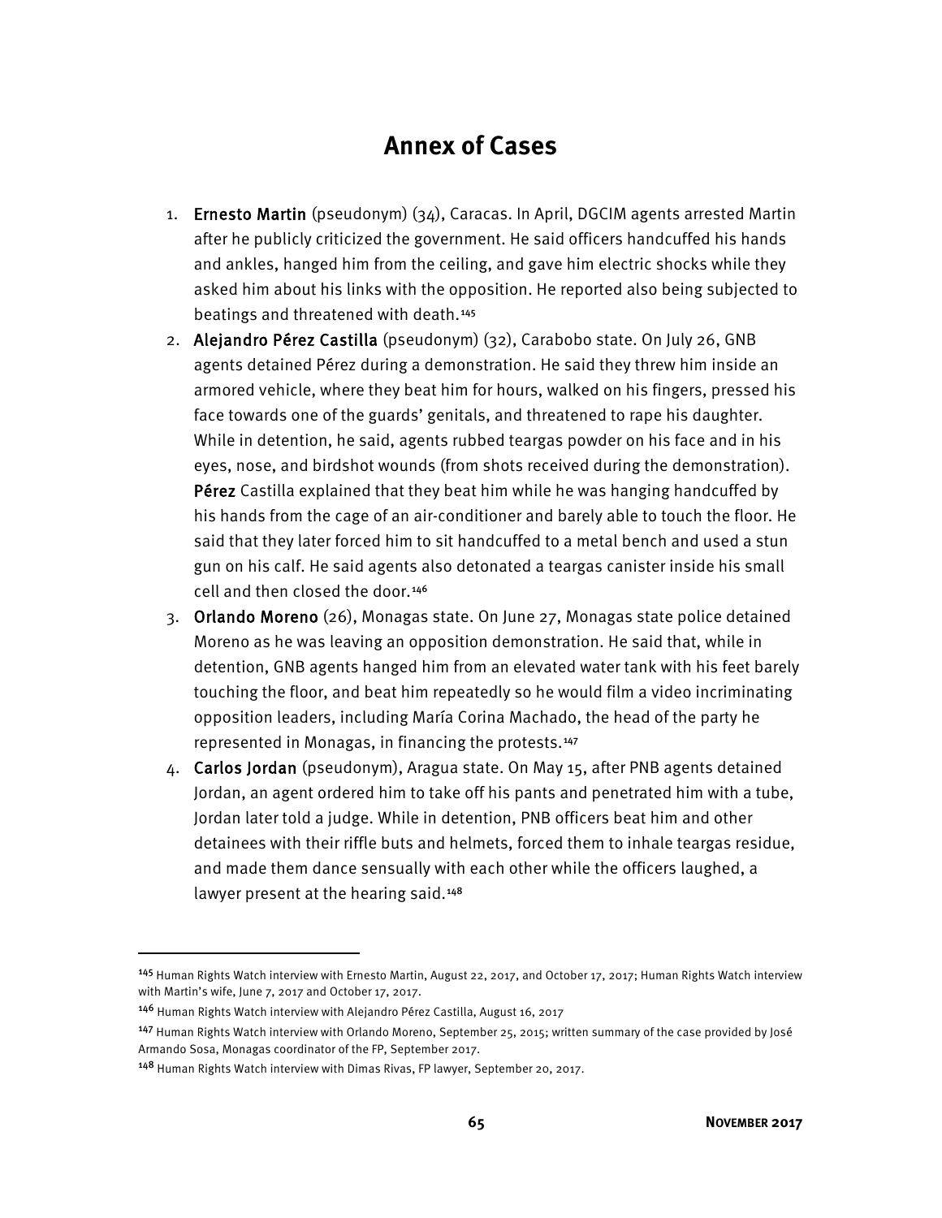# Annex of Cases

1. **Ernesto Martin** (pseudonym) (34), Caracas. In April, DGCIM agents arrested Martin after he publicly criticized the government. He said officers handcuffed his hands and ankles, hanged him from the ceiling, and gave him electric shocks while they asked him about his links with the opposition. He reported also being subjected to beatings and threatened with death.[145]
2. **Alejandro Pérez Castilla** (pseudonym) (32), Carabobo state. On July 26, GNB agents detained Pérez during a demonstration. He said they threw him inside an armored vehicle, where they beat him for hours, walked on his fingers, pressed his face towards one of the guards' genitals, and threatened to rape his daughter. While in detention, he said, agents rubbed teargas powder on his face and in his eyes, nose, and birdshot wounds (from shots received during the demonstration). **Pérez** Castilla explained that they beat him while he was hanging handcuffed by his hands from the cage of an air-conditioner and barely able to touch the floor. He said that they later forced him to sit handcuffed to a metal bench and used a stun gun on his calf. He said agents also detonated a teargas canister inside his small cell and then closed the door.[146]
3. **Orlando Moreno** (26), Monagas state. On June 27, Monagas state police detained Moreno as he was leaving an opposition demonstration. He said that, while in detention, GNB agents hanged him from an elevated water tank with his feet barely touching the floor, and beat him repeatedly so he would film a video incriminating opposition leaders, including María Corina Machado, the head of the party he represented in Monagas, in financing the protests.[147]
4. **Carlos Jordan** (pseudonym), Aragua state. On May 15, after PNB agents detained Jordan, an agent ordered him to take off his pants and penetrated him with a tube, Jordan later told a judge. While in detention, PNB officers beat him and other detainees with their riffle buts and helmets, forced them to inhale teargas residue, and made them dance sensually with each other while the officers laughed, a lawyer present at the hearing said.[148]

---

[145] Human Rights Watch interview with Ernesto Martin, August 22, 2017, and October 17, 2017; Human Rights Watch interview with Martin's wife, June 7, 2017 and October 17, 2017.

[146] Human Rights Watch interview with Alejandro Pérez Castilla, August 16, 2017

[147] Human Rights Watch interview with Orlando Moreno, September 25, 2015; written summary of the case provided by José Armando Sosa, Monagas coordinator of the FP, September 2017.

[148] Human Rights Watch interview with Dimas Rivas, FP lawyer, September 20, 2017.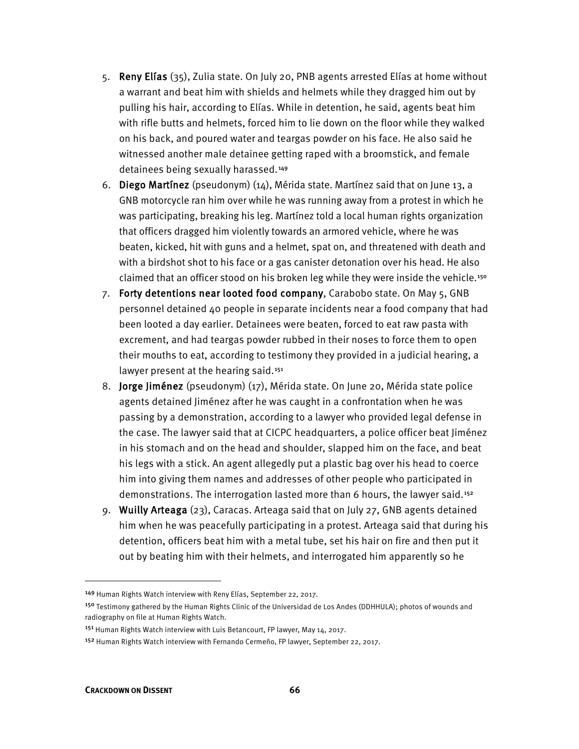5. **Reny Elías** (35), Zulia state. On July 20, PNB agents arrested Elías at home without a warrant and beat him with shields and helmets while they dragged him out by pulling his hair, according to Elías. While in detention, he said, agents beat him with rifle butts and helmets, forced him to lie down on the floor while they walked on his back, and poured water and teargas powder on his face. He also said he witnessed another male detainee getting raped with a broomstick, and female detainees being sexually harassed.[149]
6. **Diego Martínez** (pseudonym) (14), Mérida state. Martínez said that on June 13, a GNB motorcycle ran him over while he was running away from a protest in which he was participating, breaking his leg. Martínez told a local human rights organization that officers dragged him violently towards an armored vehicle, where he was beaten, kicked, hit with guns and a helmet, spat on, and threatened with death and with a birdshot shot to his face or a gas canister detonation over his head. He also claimed that an officer stood on his broken leg while they were inside the vehicle.[150]
7. **Forty detentions near looted food company**, Carabobo state. On May 5, GNB personnel detained 40 people in separate incidents near a food company that had been looted a day earlier. Detainees were beaten, forced to eat raw pasta with excrement, and had teargas powder rubbed in their noses to force them to open their mouths to eat, according to testimony they provided in a judicial hearing, a lawyer present at the hearing said.[151]
8. **Jorge Jiménez** (pseudonym) (17), Mérida state. On June 20, Mérida state police agents detained Jiménez after he was caught in a confrontation when he was passing by a demonstration, according to a lawyer who provided legal defense in the case. The lawyer said that at CICPC headquarters, a police officer beat Jiménez in his stomach and on the head and shoulder, slapped him on the face, and beat his legs with a stick. An agent allegedly put a plastic bag over his head to coerce him into giving them names and addresses of other people who participated in demonstrations. The interrogation lasted more than 6 hours, the lawyer said.[152]
9. **Wuilly Arteaga** (23), Caracas. Arteaga said that on July 27, GNB agents detained him when he was peacefully participating in a protest. Arteaga said that during his detention, officers beat him with a metal tube, set his hair on fire and then put it out by beating him with their helmets, and interrogated him apparently so he

---

[149] Human Rights Watch interview with Reny Elías, September 22, 2017.

[150] Testimony gathered by the Human Rights Clinic of the Universidad de Los Andes (DDHHULA); photos of wounds and radiography on file at Human Rights Watch.

[151] Human Rights Watch interview with Luis Betancourt, FP lawyer, May 14, 2017.

[152] Human Rights Watch interview with Fernando Cermeño, FP lawyer, September 22, 2017.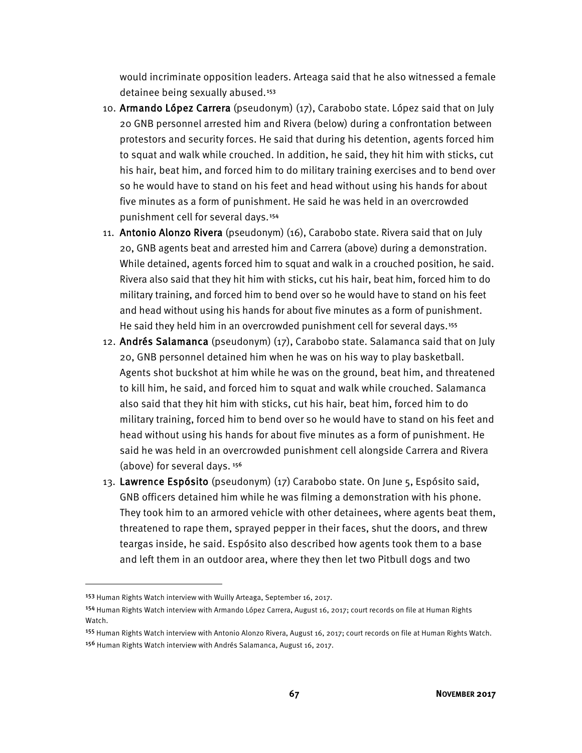would incriminate opposition leaders. Arteaga said that he also witnessed a female detainee being sexually abused.[153]

10. **Armando López Carrera** (pseudonym) (17), Carabobo state. López said that on July 20 GNB personnel arrested him and Rivera (below) during a confrontation between protestors and security forces. He said that during his detention, agents forced him to squat and walk while crouched. In addition, he said, they hit him with sticks, cut his hair, beat him, and forced him to do military training exercises and to bend over so he would have to stand on his feet and head without using his hands for about five minutes as a form of punishment. He said he was held in an overcrowded punishment cell for several days.[154]
11. **Antonio Alonzo Rivera** (pseudonym) (16), Carabobo state. Rivera said that on July 20, GNB agents beat and arrested him and Carrera (above) during a demonstration. While detained, agents forced him to squat and walk in a crouched position, he said. Rivera also said that they hit him with sticks, cut his hair, beat him, forced him to do military training, and forced him to bend over so he would have to stand on his feet and head without using his hands for about five minutes as a form of punishment. He said they held him in an overcrowded punishment cell for several days.[155]
12. **Andrés Salamanca** (pseudonym) (17), Carabobo state. Salamanca said that on July 20, GNB personnel detained him when he was on his way to play basketball. Agents shot buckshot at him while he was on the ground, beat him, and threatened to kill him, he said, and forced him to squat and walk while crouched. Salamanca also said that they hit him with sticks, cut his hair, beat him, forced him to do military training, forced him to bend over so he would have to stand on his feet and head without using his hands for about five minutes as a form of punishment. He said he was held in an overcrowded punishment cell alongside Carrera and Rivera (above) for several days. [156]
13. **Lawrence Espósito** (pseudonym) (17) Carabobo state. On June 5, Espósito said, GNB officers detained him while he was filming a demonstration with his phone. They took him to an armored vehicle with other detainees, where agents beat them, threatened to rape them, sprayed pepper in their faces, shut the doors, and threw teargas inside, he said. Espósito also described how agents took them to a base and left them in an outdoor area, where they then let two Pitbull dogs and two

---

[153] Human Rights Watch interview with Wuilly Arteaga, September 16, 2017.

[154] Human Rights Watch interview with Armando López Carrera, August 16, 2017; court records on file at Human Rights Watch.

[155] Human Rights Watch interview with Antonio Alonzo Rivera, August 16, 2017; court records on file at Human Rights Watch.

[156] Human Rights Watch interview with Andrés Salamanca, August 16, 2017.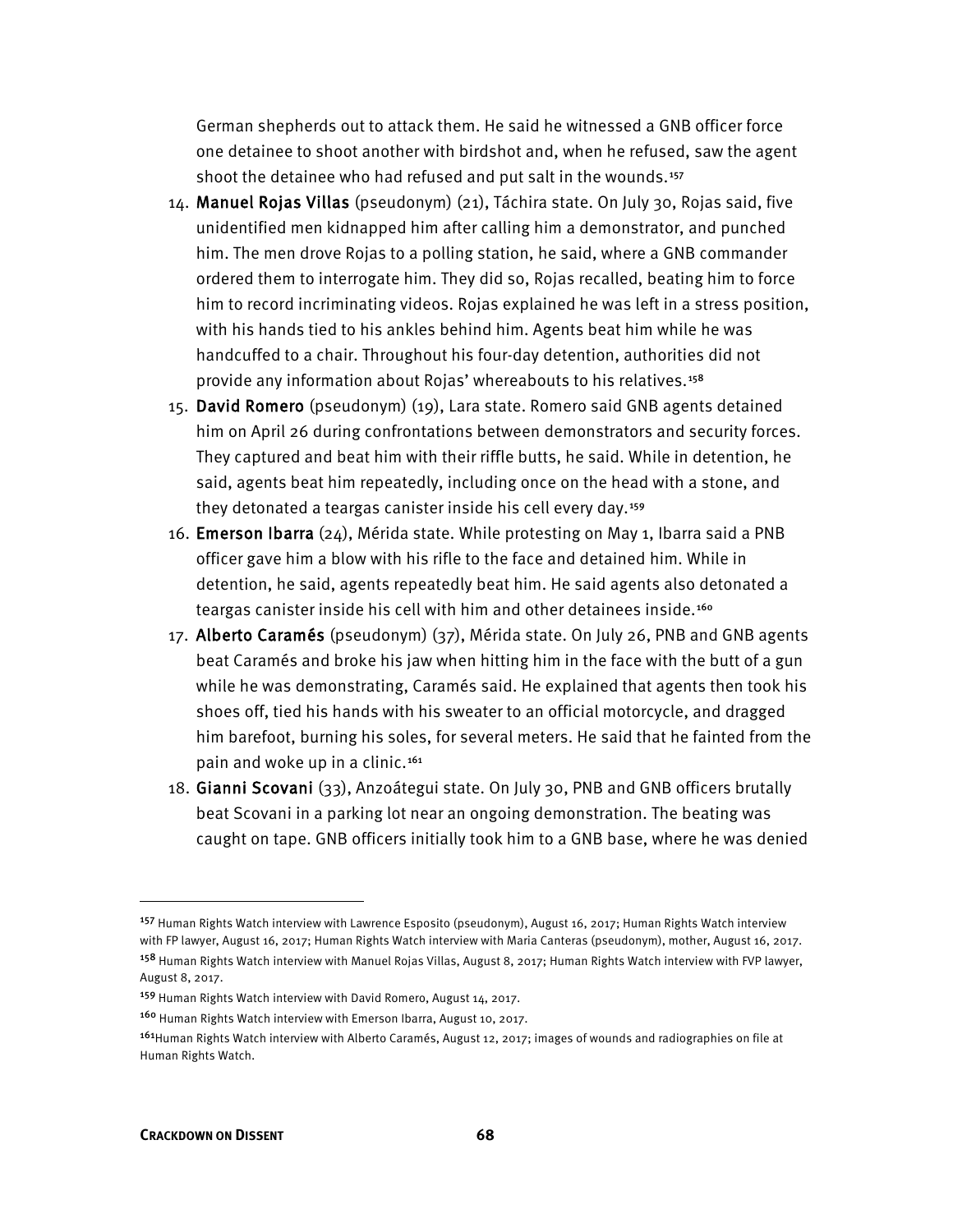German shepherds out to attack them. He said he witnessed a GNB officer force one detainee to shoot another with birdshot and, when he refused, saw the agent shoot the detainee who had refused and put salt in the wounds.[157]

14. **Manuel Rojas Villas** (pseudonym) (21), Táchira state. On July 30, Rojas said, five unidentified men kidnapped him after calling him a demonstrator, and punched him. The men drove Rojas to a polling station, he said, where a GNB commander ordered them to interrogate him. They did so, Rojas recalled, beating him to force him to record incriminating videos. Rojas explained he was left in a stress position, with his hands tied to his ankles behind him. Agents beat him while he was handcuffed to a chair. Throughout his four-day detention, authorities did not provide any information about Rojas' whereabouts to his relatives.[158]
15. **David Romero** (pseudonym) (19), Lara state. Romero said GNB agents detained him on April 26 during confrontations between demonstrators and security forces. They captured and beat him with their riffle butts, he said. While in detention, he said, agents beat him repeatedly, including once on the head with a stone, and they detonated a teargas canister inside his cell every day.[159]
16. **Emerson Ibarra** (24), Mérida state. While protesting on May 1, Ibarra said a PNB officer gave him a blow with his rifle to the face and detained him. While in detention, he said, agents repeatedly beat him. He said agents also detonated a teargas canister inside his cell with him and other detainees inside.[160]
17. **Alberto Caramés** (pseudonym) (37), Mérida state. On July 26, PNB and GNB agents beat Caramés and broke his jaw when hitting him in the face with the butt of a gun while he was demonstrating, Caramés said. He explained that agents then took his shoes off, tied his hands with his sweater to an official motorcycle, and dragged him barefoot, burning his soles, for several meters. He said that he fainted from the pain and woke up in a clinic.[161]
18. **Gianni Scovani** (33), Anzoátegui state. On July 30, PNB and GNB officers brutally beat Scovani in a parking lot near an ongoing demonstration. The beating was caught on tape. GNB officers initially took him to a GNB base, where he was denied

---

[157] Human Rights Watch interview with Lawrence Esposito (pseudonym), August 16, 2017; Human Rights Watch interview with FP lawyer, August 16, 2017; Human Rights Watch interview with Maria Canteras (pseudonym), mother, August 16, 2017.

[158] Human Rights Watch interview with Manuel Rojas Villas, August 8, 2017; Human Rights Watch interview with FVP lawyer, August 8, 2017.

[159] Human Rights Watch interview with David Romero, August 14, 2017.

[160] Human Rights Watch interview with Emerson Ibarra, August 10, 2017.

[161] Human Rights Watch interview with Alberto Caramés, August 12, 2017; images of wounds and radiographies on file at Human Rights Watch.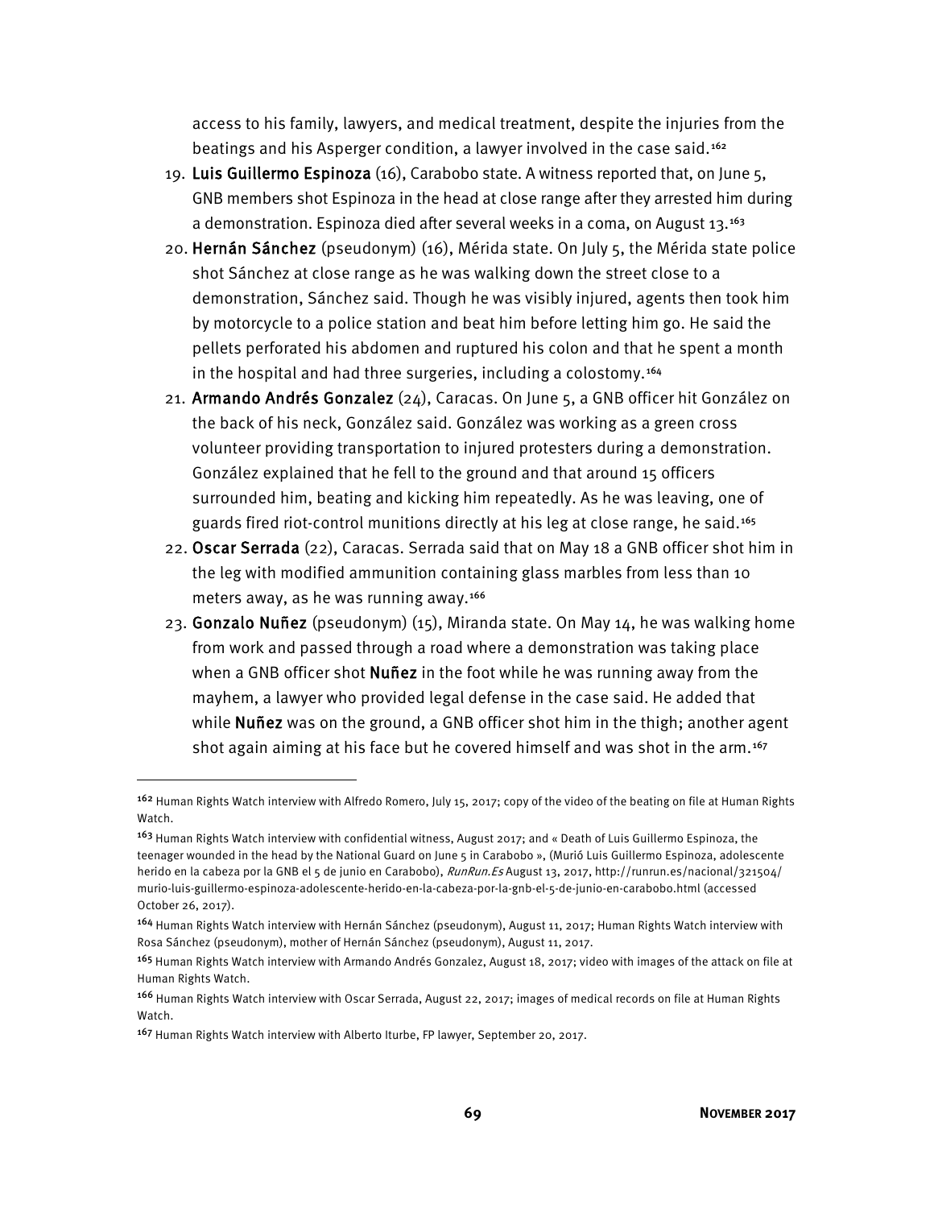access to his family, lawyers, and medical treatment, despite the injuries from the beatings and his Asperger condition, a lawyer involved in the case said.[162]

19. **Luis Guillermo Espinoza** (16), Carabobo state. A witness reported that, on June 5, GNB members shot Espinoza in the head at close range after they arrested him during a demonstration. Espinoza died after several weeks in a coma, on August 13.[163]
20. **Hernán Sánchez** (pseudonym) (16), Mérida state. On July 5, the Mérida state police shot Sánchez at close range as he was walking down the street close to a demonstration, Sánchez said. Though he was visibly injured, agents then took him by motorcycle to a police station and beat him before letting him go. He said the pellets perforated his abdomen and ruptured his colon and that he spent a month in the hospital and had three surgeries, including a colostomy.[164]
21. **Armando Andrés Gonzalez** (24), Caracas. On June 5, a GNB officer hit González on the back of his neck, González said. González was working as a green cross volunteer providing transportation to injured protesters during a demonstration. González explained that he fell to the ground and that around 15 officers surrounded him, beating and kicking him repeatedly. As he was leaving, one of guards fired riot-control munitions directly at his leg at close range, he said.[165]
22. **Oscar Serrada** (22), Caracas. Serrada said that on May 18 a GNB officer shot him in the leg with modified ammunition containing glass marbles from less than 10 meters away, as he was running away.[166]
23. **Gonzalo Nuñez** (pseudonym) (15), Miranda state. On May 14, he was walking home from work and passed through a road where a demonstration was taking place when a GNB officer shot **Nuñez** in the foot while he was running away from the mayhem, a lawyer who provided legal defense in the case said. He added that while **Nuñez** was on the ground, a GNB officer shot him in the thigh; another agent shot again aiming at his face but he covered himself and was shot in the arm.[167]

---

[162] Human Rights Watch interview with Alfredo Romero, July 15, 2017; copy of the video of the beating on file at Human Rights Watch.

[163] Human Rights Watch interview with confidential witness, August 2017; and « Death of Luis Guillermo Espinoza, the teenager wounded in the head by the National Guard on June 5 in Carabobo », (Murió Luis Guillermo Espinoza, adolescente herido en la cabeza por la GNB el 5 de junio en Carabobo), *RunRun.Es* August 13, 2017, http://runrun.es/nacional/321504/murio-luis-guillermo-espinoza-adolescente-herido-en-la-cabeza-por-la-gnb-el-5-de-junio-en-carabobo.html (accessed October 26, 2017).

[164] Human Rights Watch interview with Hernán Sánchez (pseudonym), August 11, 2017; Human Rights Watch interview with Rosa Sánchez (pseudonym), mother of Hernán Sánchez (pseudonym), August 11, 2017.

[165] Human Rights Watch interview with Armando Andrés Gonzalez, August 18, 2017; video with images of the attack on file at Human Rights Watch.

[166] Human Rights Watch interview with Oscar Serrada, August 22, 2017; images of medical records on file at Human Rights Watch.

[167] Human Rights Watch interview with Alberto Iturbe, FP lawyer, September 20, 2017.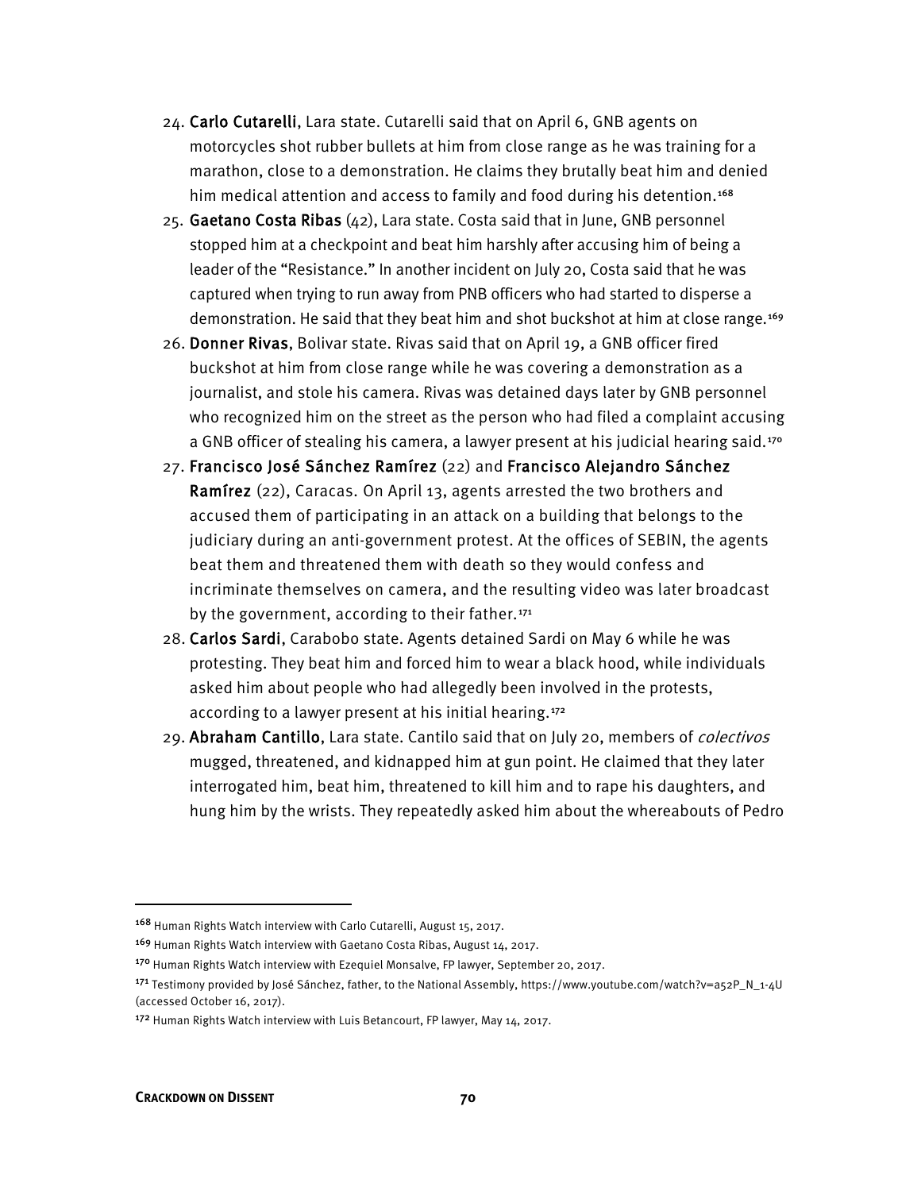24. **Carlo Cutarelli**, Lara state. Cutarelli said that on April 6, GNB agents on motorcycles shot rubber bullets at him from close range as he was training for a marathon, close to a demonstration. He claims they brutally beat him and denied him medical attention and access to family and food during his detention.[168]
25. **Gaetano Costa Ribas** (42), Lara state. Costa said that in June, GNB personnel stopped him at a checkpoint and beat him harshly after accusing him of being a leader of the "Resistance." In another incident on July 20, Costa said that he was captured when trying to run away from PNB officers who had started to disperse a demonstration. He said that they beat him and shot buckshot at him at close range.[169]
26. **Donner Rivas**, Bolivar state. Rivas said that on April 19, a GNB officer fired buckshot at him from close range while he was covering a demonstration as a journalist, and stole his camera. Rivas was detained days later by GNB personnel who recognized him on the street as the person who had filed a complaint accusing a GNB officer of stealing his camera, a lawyer present at his judicial hearing said.[170]
27. **Francisco José Sánchez Ramírez** (22) and **Francisco Alejandro Sánchez Ramírez** (22), Caracas. On April 13, agents arrested the two brothers and accused them of participating in an attack on a building that belongs to the judiciary during an anti-government protest. At the offices of SEBIN, the agents beat them and threatened them with death so they would confess and incriminate themselves on camera, and the resulting video was later broadcast by the government, according to their father.[171]
28. **Carlos Sardi**, Carabobo state. Agents detained Sardi on May 6 while he was protesting. They beat him and forced him to wear a black hood, while individuals asked him about people who had allegedly been involved in the protests, according to a lawyer present at his initial hearing.[172]
29. **Abraham Cantillo**, Lara state. Cantilo said that on July 20, members of *colectivos* mugged, threatened, and kidnapped him at gun point. He claimed that they later interrogated him, beat him, threatened to kill him and to rape his daughters, and hung him by the wrists. They repeatedly asked him about the whereabouts of Pedro

---

[168] Human Rights Watch interview with Carlo Cutarelli, August 15, 2017.

[169] Human Rights Watch interview with Gaetano Costa Ribas, August 14, 2017.

[170] Human Rights Watch interview with Ezequiel Monsalve, FP lawyer, September 20, 2017.

[171] Testimony provided by José Sánchez, father, to the National Assembly, https://www.youtube.com/watch?v=a52P_N_1-4U (accessed October 16, 2017).

[172] Human Rights Watch interview with Luis Betancourt, FP lawyer, May 14, 2017.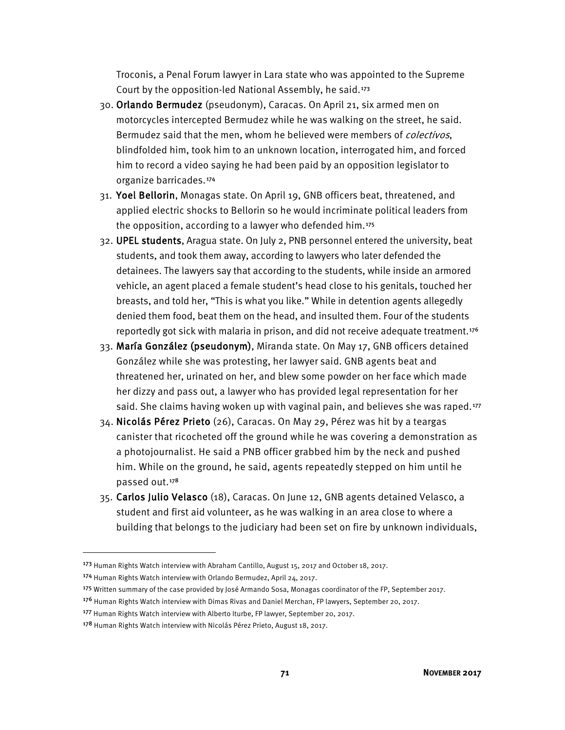Troconis, a Penal Forum lawyer in Lara state who was appointed to the Supreme Court by the opposition-led National Assembly, he said.[173]

30. **Orlando Bermudez** (pseudonym), Caracas. On April 21, six armed men on motorcycles intercepted Bermudez while he was walking on the street, he said. Bermudez said that the men, whom he believed were members of *colectivos*, blindfolded him, took him to an unknown location, interrogated him, and forced him to record a video saying he had been paid by an opposition legislator to organize barricades.[174]
31. **Yoel Bellorin**, Monagas state. On April 19, GNB officers beat, threatened, and applied electric shocks to Bellorin so he would incriminate political leaders from the opposition, according to a lawyer who defended him.[175]
32. **UPEL students**, Aragua state. On July 2, PNB personnel entered the university, beat students, and took them away, according to lawyers who later defended the detainees. The lawyers say that according to the students, while inside an armored vehicle, an agent placed a female student's head close to his genitals, touched her breasts, and told her, "This is what you like." While in detention agents allegedly denied them food, beat them on the head, and insulted them. Four of the students reportedly got sick with malaria in prison, and did not receive adequate treatment.[176]
33. **María González (pseudonym)**, Miranda state. On May 17, GNB officers detained González while she was protesting, her lawyer said. GNB agents beat and threatened her, urinated on her, and blew some powder on her face which made her dizzy and pass out, a lawyer who has provided legal representation for her said. She claims having woken up with vaginal pain, and believes she was raped.[177]
34. **Nicolás Pérez Prieto** (26), Caracas. On May 29, Pérez was hit by a teargas canister that ricocheted off the ground while he was covering a demonstration as a photojournalist. He said a PNB officer grabbed him by the neck and pushed him. While on the ground, he said, agents repeatedly stepped on him until he passed out.[178]
35. **Carlos Julio Velasco** (18), Caracas. On June 12, GNB agents detained Velasco, a student and first aid volunteer, as he was walking in an area close to where a building that belongs to the judiciary had been set on fire by unknown individuals,

---

[173] Human Rights Watch interview with Abraham Cantillo, August 15, 2017 and October 18, 2017.

[174] Human Rights Watch interview with Orlando Bermudez, April 24, 2017.

[175] Written summary of the case provided by José Armando Sosa, Monagas coordinator of the FP, September 2017.

[176] Human Rights Watch interview with Dimas Rivas and Daniel Merchan, FP lawyers, September 20, 2017.

[177] Human Rights Watch interview with Alberto Iturbe, FP lawyer, September 20, 2017.

[178] Human Rights Watch interview with Nicolás Pérez Prieto, August 18, 2017.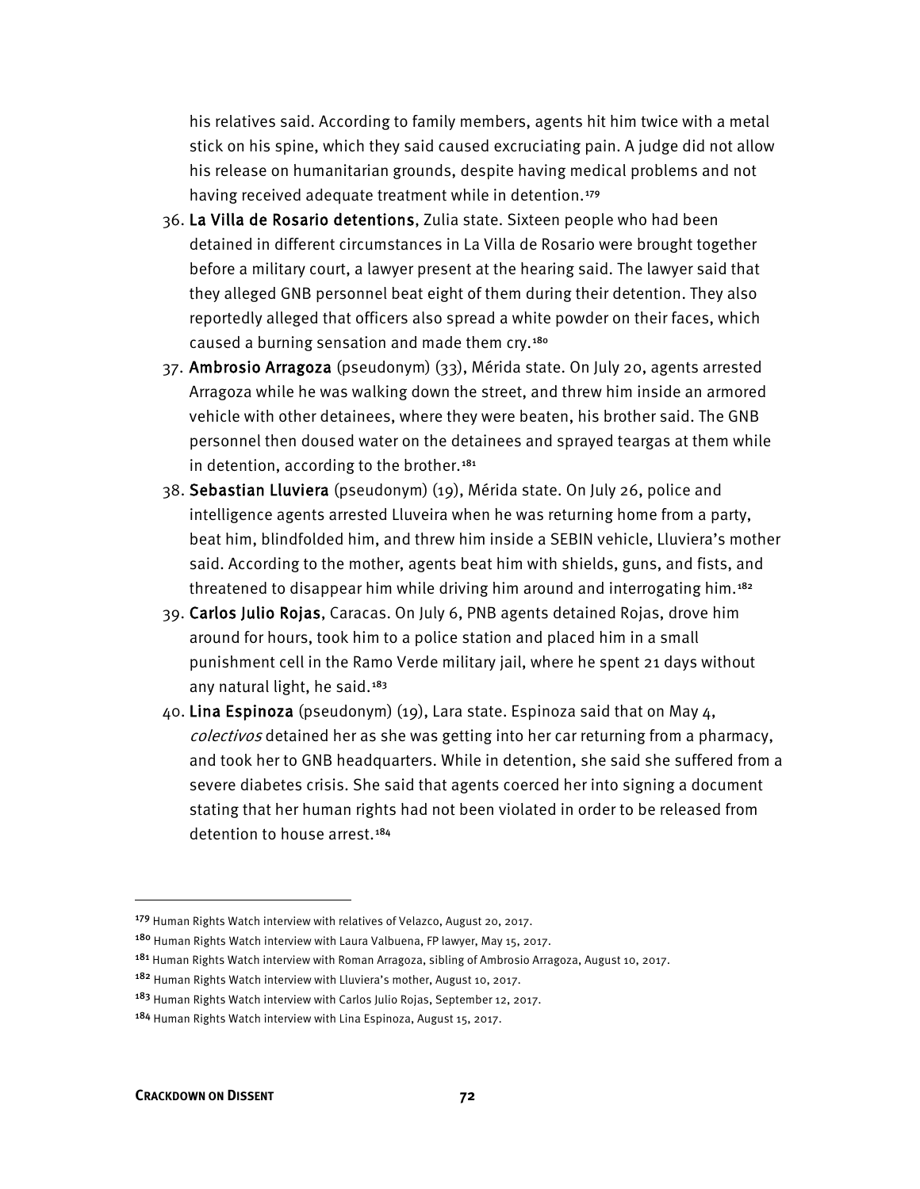his relatives said. According to family members, agents hit him twice with a metal stick on his spine, which they said caused excruciating pain. A judge did not allow his release on humanitarian grounds, despite having medical problems and not having received adequate treatment while in detention.[179]

36. **La Villa de Rosario detentions**, Zulia state. Sixteen people who had been detained in different circumstances in La Villa de Rosario were brought together before a military court, a lawyer present at the hearing said. The lawyer said that they alleged GNB personnel beat eight of them during their detention. They also reportedly alleged that officers also spread a white powder on their faces, which caused a burning sensation and made them cry.[180]
37. **Ambrosio Arragoza** (pseudonym) (33), Mérida state. On July 20, agents arrested Arragoza while he was walking down the street, and threw him inside an armored vehicle with other detainees, where they were beaten, his brother said. The GNB personnel then doused water on the detainees and sprayed teargas at them while in detention, according to the brother.[181]
38. **Sebastian Lluviera** (pseudonym) (19), Mérida state. On July 26, police and intelligence agents arrested Lluveira when he was returning home from a party, beat him, blindfolded him, and threw him inside a SEBIN vehicle, Lluviera's mother said. According to the mother, agents beat him with shields, guns, and fists, and threatened to disappear him while driving him around and interrogating him.[182]
39. **Carlos Julio Rojas**, Caracas. On July 6, PNB agents detained Rojas, drove him around for hours, took him to a police station and placed him in a small punishment cell in the Ramo Verde military jail, where he spent 21 days without any natural light, he said.[183]
40. **Lina Espinoza** (pseudonym) (19), Lara state. Espinoza said that on May 4, *colectivos* detained her as she was getting into her car returning from a pharmacy, and took her to GNB headquarters. While in detention, she said she suffered from a severe diabetes crisis. She said that agents coerced her into signing a document stating that her human rights had not been violated in order to be released from detention to house arrest.[184]

---

[179] Human Rights Watch interview with relatives of Velazco, August 20, 2017.

[180] Human Rights Watch interview with Laura Valbuena, FP lawyer, May 15, 2017.

[181] Human Rights Watch interview with Roman Arragoza, sibling of Ambrosio Arragoza, August 10, 2017.

[182] Human Rights Watch interview with Lluviera's mother, August 10, 2017.

[183] Human Rights Watch interview with Carlos Julio Rojas, September 12, 2017.

[184] Human Rights Watch interview with Lina Espinoza, August 15, 2017.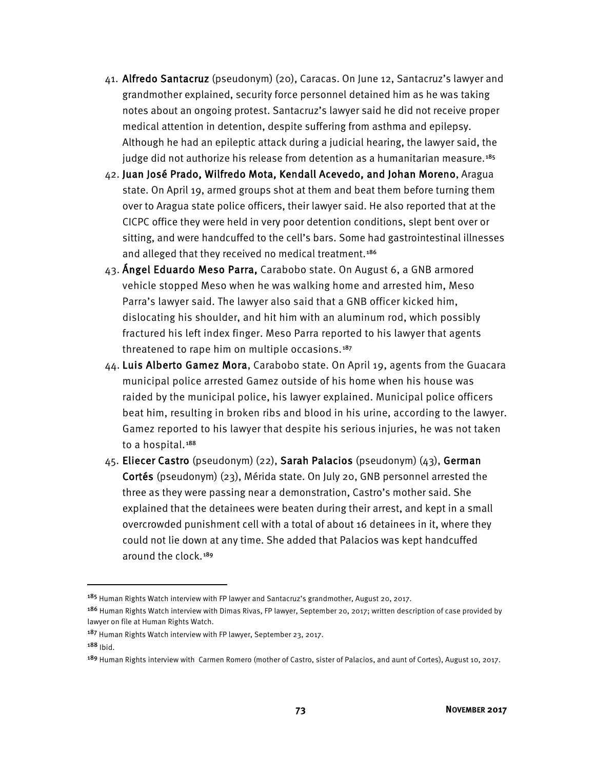41. **Alfredo Santacruz** (pseudonym) (20), Caracas. On June 12, Santacruz's lawyer and grandmother explained, security force personnel detained him as he was taking notes about an ongoing protest. Santacruz's lawyer said he did not receive proper medical attention in detention, despite suffering from asthma and epilepsy. Although he had an epileptic attack during a judicial hearing, the lawyer said, the judge did not authorize his release from detention as a humanitarian measure.[185]
42. **Juan José Prado, Wilfredo Mota, Kendall Acevedo, and Johan Moreno**, Aragua state. On April 19, armed groups shot at them and beat them before turning them over to Aragua state police officers, their lawyer said. He also reported that at the CICPC office they were held in very poor detention conditions, slept bent over or sitting, and were handcuffed to the cell's bars. Some had gastrointestinal illnesses and alleged that they received no medical treatment.[186]
43. **Ángel Eduardo Meso Parra,** Carabobo state. On August 6, a GNB armored vehicle stopped Meso when he was walking home and arrested him, Meso Parra's lawyer said. The lawyer also said that a GNB officer kicked him, dislocating his shoulder, and hit him with an aluminum rod, which possibly fractured his left index finger. Meso Parra reported to his lawyer that agents threatened to rape him on multiple occasions.[187]
44. **Luis Alberto Gamez Mora**, Carabobo state. On April 19, agents from the Guacara municipal police arrested Gamez outside of his home when his house was raided by the municipal police, his lawyer explained. Municipal police officers beat him, resulting in broken ribs and blood in his urine, according to the lawyer. Gamez reported to his lawyer that despite his serious injuries, he was not taken to a hospital.[188]
45. **Eliecer Castro** (pseudonym) (22), **Sarah Palacios** (pseudonym) (43), **German Cortés** (pseudonym) (23), Mérida state. On July 20, GNB personnel arrested the three as they were passing near a demonstration, Castro's mother said. She explained that the detainees were beaten during their arrest, and kept in a small overcrowded punishment cell with a total of about 16 detainees in it, where they could not lie down at any time. She added that Palacios was kept handcuffed around the clock.[189]

---

[185] Human Rights Watch interview with FP lawyer and Santacruz's grandmother, August 20, 2017.

[186] Human Rights Watch interview with Dimas Rivas, FP lawyer, September 20, 2017; written description of case provided by lawyer on file at Human Rights Watch.

[187] Human Rights Watch interview with FP lawyer, September 23, 2017.

[188] Ibid.

[189] Human Rights interview with Carmen Romero (mother of Castro, sister of Palacios, and aunt of Cortes), August 10, 2017.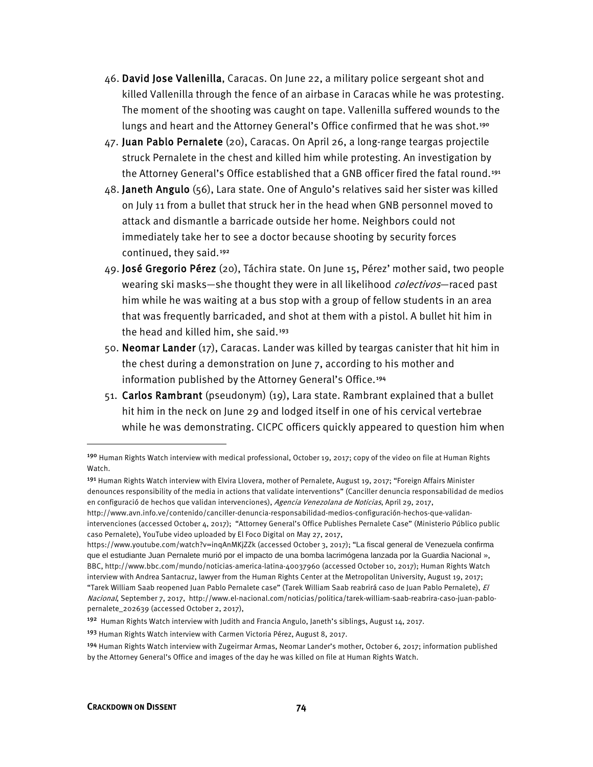46. **David Jose Vallenilla**, Caracas. On June 22, a military police sergeant shot and killed Vallenilla through the fence of an airbase in Caracas while he was protesting. The moment of the shooting was caught on tape. Vallenilla suffered wounds to the lungs and heart and the Attorney General's Office confirmed that he was shot.[190]
47. **Juan Pablo Pernalete** (20), Caracas. On April 26, a long-range teargas projectile struck Pernalete in the chest and killed him while protesting. An investigation by the Attorney General's Office established that a GNB officer fired the fatal round.[191]
48. **Janeth Angulo** (56), Lara state. One of Angulo's relatives said her sister was killed on July 11 from a bullet that struck her in the head when GNB personnel moved to attack and dismantle a barricade outside her home. Neighbors could not immediately take her to see a doctor because shooting by security forces continued, they said.[192]
49. **José Gregorio Pérez** (20), Táchira state. On June 15, Pérez' mother said, two people wearing ski masks—she thought they were in all likelihood *colectivos*—raced past him while he was waiting at a bus stop with a group of fellow students in an area that was frequently barricaded, and shot at them with a pistol. A bullet hit him in the head and killed him, she said.[193]
50. **Neomar Lander** (17), Caracas. Lander was killed by teargas canister that hit him in the chest during a demonstration on June 7, according to his mother and information published by the Attorney General's Office.[194]
51. **Carlos Rambrant** (pseudonym) (19), Lara state. Rambrant explained that a bullet hit him in the neck on June 29 and lodged itself in one of his cervical vertebrae while he was demonstrating. CICPC officers quickly appeared to question him when

---

[190] Human Rights Watch interview with medical professional, October 19, 2017; copy of the video on file at Human Rights Watch.

[191] Human Rights Watch interview with Elvira Llovera, mother of Pernalete, August 19, 2017; "Foreign Affairs Minister denounces responsibility of the media in actions that validate interventions" (Canciller denuncia responsabilidad de medios en configuració de hechos que validan intervenciones), *Agencia Venezolana de Noticias*, April 29, 2017, http://www.avn.info.ve/contenido/canciller-denuncia-responsabilidad-medios-configuración-hechos-que-validan-intervenciones (accessed October 4, 2017); "Attorney General's Office Publishes Pernalete Case" (Ministerio Público public caso Pernalete), YouTube video uploaded by El Foco Digital on May 27, 2017, https://www.youtube.com/watch?v=inqAnMKjZZk (accessed October 3, 2017); "La fiscal general de Venezuela confirma que el estudiante Juan Pernalete murió por el impacto de una bomba lacrimógena lanzada por la Guardia Nacional », BBC, http://www.bbc.com/mundo/noticias-america-latina-40037960 (accessed October 10, 2017); Human Rights Watch interview with Andrea Santacruz, lawyer from the Human Rights Center at the Metropolitan University, August 19, 2017; "Tarek William Saab reopened Juan Pablo Pernalete case" (Tarek William Saab reabrirá caso de Juan Pablo Pernalete), *El Nacional*, September 7, 2017, http://www.el-nacional.com/noticias/politica/tarek-william-saab-reabrira-caso-juan-pablo-pernalete_202639 (accessed October 2, 2017),

[192] Human Rights Watch interview with Judith and Francia Angulo, Janeth's siblings, August 14, 2017.

[193] Human Rights Watch interview with Carmen Victoria Pérez, August 8, 2017.

[194] Human Rights Watch interview with Zugeirmar Armas, Neomar Lander's mother, October 6, 2017; information published by the Attorney General's Office and images of the day he was killed on file at Human Rights Watch.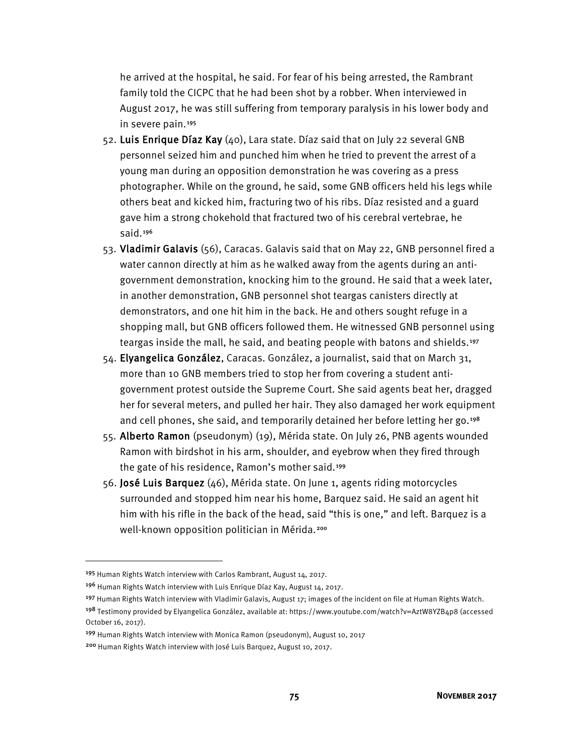he arrived at the hospital, he said. For fear of his being arrested, the Rambrant family told the CICPC that he had been shot by a robber. When interviewed in August 2017, he was still suffering from temporary paralysis in his lower body and in severe pain.[195]

52. **Luis Enrique Díaz Kay** (40), Lara state. Díaz said that on July 22 several GNB personnel seized him and punched him when he tried to prevent the arrest of a young man during an opposition demonstration he was covering as a press photographer. While on the ground, he said, some GNB officers held his legs while others beat and kicked him, fracturing two of his ribs. Díaz resisted and a guard gave him a strong chokehold that fractured two of his cerebral vertebrae, he said.[196]
53. **Vladimir Galavis** (56), Caracas. Galavis said that on May 22, GNB personnel fired a water cannon directly at him as he walked away from the agents during an anti-government demonstration, knocking him to the ground. He said that a week later, in another demonstration, GNB personnel shot teargas canisters directly at demonstrators, and one hit him in the back. He and others sought refuge in a shopping mall, but GNB officers followed them. He witnessed GNB personnel using teargas inside the mall, he said, and beating people with batons and shields.[197]
54. **Elyangelica González**, Caracas. González, a journalist, said that on March 31, more than 10 GNB members tried to stop her from covering a student anti-government protest outside the Supreme Court. She said agents beat her, dragged her for several meters, and pulled her hair. They also damaged her work equipment and cell phones, she said, and temporarily detained her before letting her go.[198]
55. **Alberto Ramon** (pseudonym) (19), Mérida state. On July 26, PNB agents wounded Ramon with birdshot in his arm, shoulder, and eyebrow when they fired through the gate of his residence, Ramon's mother said.[199]
56. **José Luis Barquez** (46), Mérida state. On June 1, agents riding motorcycles surrounded and stopped him near his home, Barquez said. He said an agent hit him with his rifle in the back of the head, said "this is one," and left. Barquez is a well-known opposition politician in Mérida.[200]

---

[195] Human Rights Watch interview with Carlos Rambrant, August 14, 2017.

[196] Human Rights Watch interview with Luis Enrique Díaz Kay, August 14, 2017.

[197] Human Rights Watch interview with Vladimir Galavis, August 17; images of the incident on file at Human Rights Watch.

[198] Testimony provided by Elyangelica González, available at: https://www.youtube.com/watch?v=AztW8YZB4p8 (accessed October 16, 2017).

[199] Human Rights Watch interview with Monica Ramon (pseudonym), August 10, 2017

[200] Human Rights Watch interview with José Luis Barquez, August 10, 2017.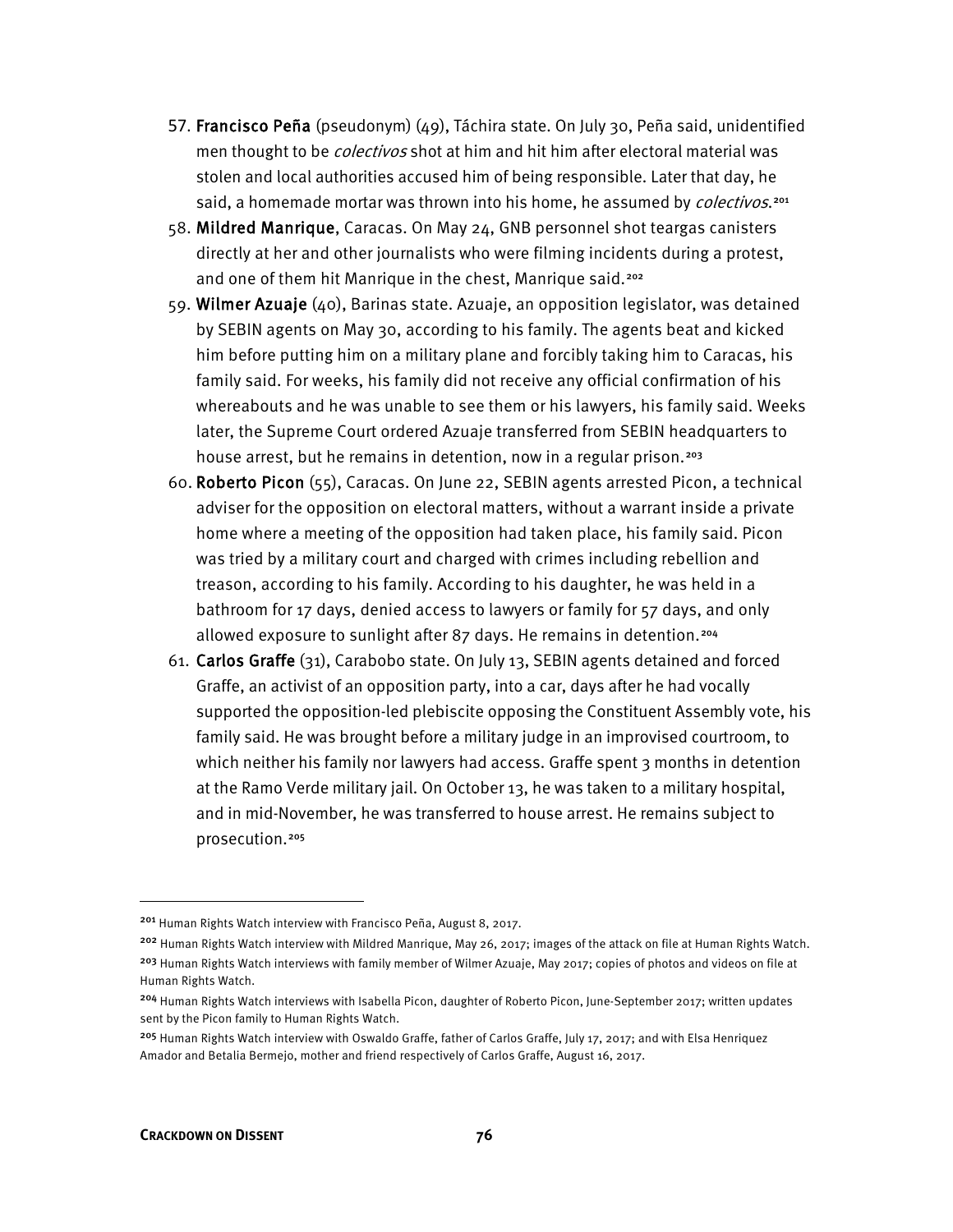57. **Francisco Peña** (pseudonym) (49), Táchira state. On July 30, Peña said, unidentified men thought to be *colectivos* shot at him and hit him after electoral material was stolen and local authorities accused him of being responsible. Later that day, he said, a homemade mortar was thrown into his home, he assumed by *colectivos*.[201]
58. **Mildred Manrique**, Caracas. On May 24, GNB personnel shot teargas canisters directly at her and other journalists who were filming incidents during a protest, and one of them hit Manrique in the chest, Manrique said.[202]
59. **Wilmer Azuaje** (40), Barinas state. Azuaje, an opposition legislator, was detained by SEBIN agents on May 30, according to his family. The agents beat and kicked him before putting him on a military plane and forcibly taking him to Caracas, his family said. For weeks, his family did not receive any official confirmation of his whereabouts and he was unable to see them or his lawyers, his family said. Weeks later, the Supreme Court ordered Azuaje transferred from SEBIN headquarters to house arrest, but he remains in detention, now in a regular prison.[203]
60. **Roberto Picon** (55), Caracas. On June 22, SEBIN agents arrested Picon, a technical adviser for the opposition on electoral matters, without a warrant inside a private home where a meeting of the opposition had taken place, his family said. Picon was tried by a military court and charged with crimes including rebellion and treason, according to his family. According to his daughter, he was held in a bathroom for 17 days, denied access to lawyers or family for 57 days, and only allowed exposure to sunlight after 87 days. He remains in detention.[204]
61. **Carlos Graffe** (31), Carabobo state. On July 13, SEBIN agents detained and forced Graffe, an activist of an opposition party, into a car, days after he had vocally supported the opposition-led plebiscite opposing the Constituent Assembly vote, his family said. He was brought before a military judge in an improvised courtroom, to which neither his family nor lawyers had access. Graffe spent 3 months in detention at the Ramo Verde military jail. On October 13, he was taken to a military hospital, and in mid-November, he was transferred to house arrest. He remains subject to prosecution.[205]

---

[201] Human Rights Watch interview with Francisco Peña, August 8, 2017.

[202] Human Rights Watch interview with Mildred Manrique, May 26, 2017; images of the attack on file at Human Rights Watch.

[203] Human Rights Watch interviews with family member of Wilmer Azuaje, May 2017; copies of photos and videos on file at Human Rights Watch.

[204] Human Rights Watch interviews with Isabella Picon, daughter of Roberto Picon, June-September 2017; written updates sent by the Picon family to Human Rights Watch.

[205] Human Rights Watch interview with Oswaldo Graffe, father of Carlos Graffe, July 17, 2017; and with Elsa Henriquez Amador and Betalia Bermejo, mother and friend respectively of Carlos Graffe, August 16, 2017.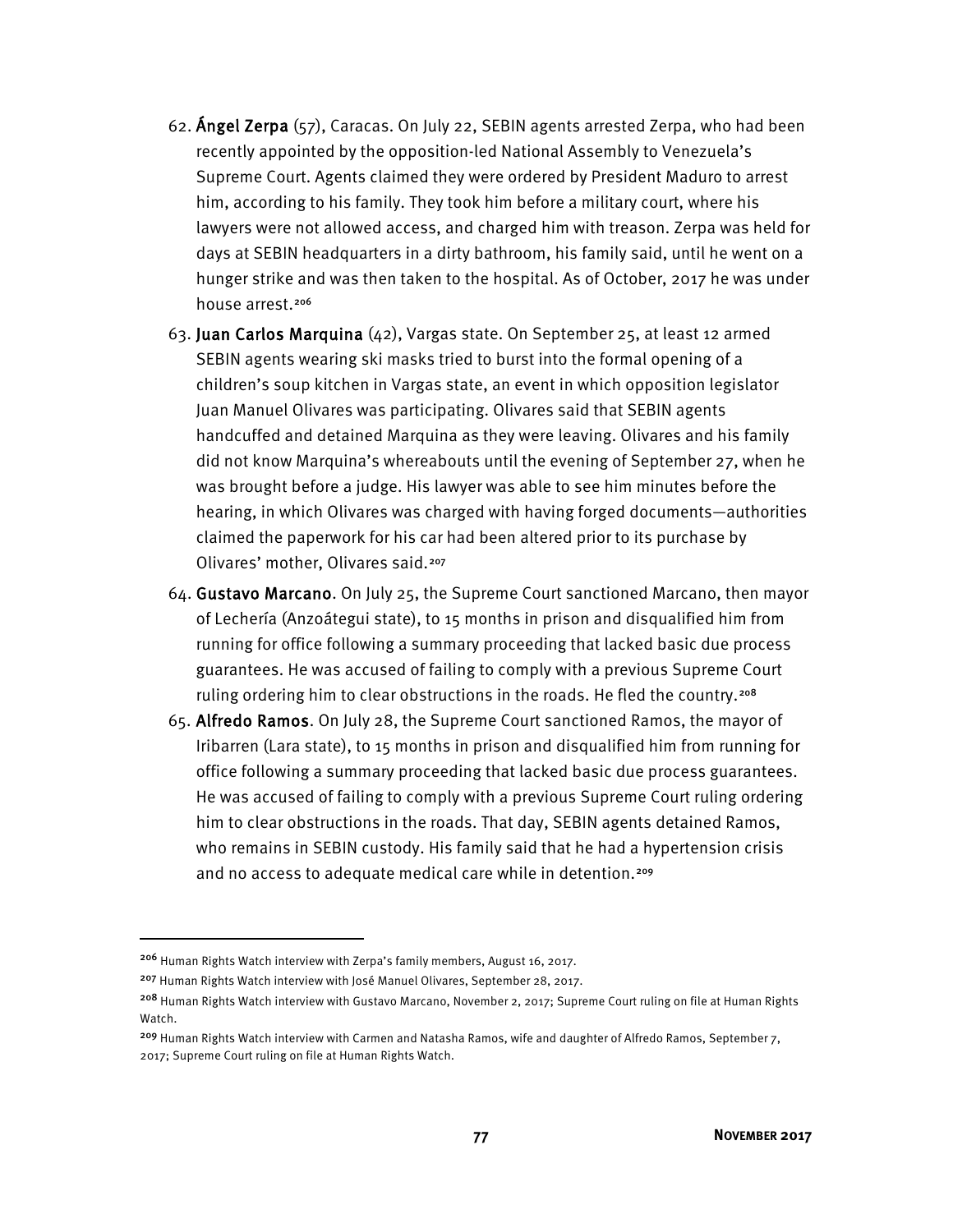62. **Ángel Zerpa** (57), Caracas. On July 22, SEBIN agents arrested Zerpa, who had been recently appointed by the opposition-led National Assembly to Venezuela's Supreme Court. Agents claimed they were ordered by President Maduro to arrest him, according to his family. They took him before a military court, where his lawyers were not allowed access, and charged him with treason. Zerpa was held for days at SEBIN headquarters in a dirty bathroom, his family said, until he went on a hunger strike and was then taken to the hospital. As of October, 2017 he was under house arrest.[206]

63. **Juan Carlos Marquina** (42), Vargas state. On September 25, at least 12 armed SEBIN agents wearing ski masks tried to burst into the formal opening of a children's soup kitchen in Vargas state, an event in which opposition legislator Juan Manuel Olivares was participating. Olivares said that SEBIN agents handcuffed and detained Marquina as they were leaving. Olivares and his family did not know Marquina's whereabouts until the evening of September 27, when he was brought before a judge. His lawyer was able to see him minutes before the hearing, in which Olivares was charged with having forged documents—authorities claimed the paperwork for his car had been altered prior to its purchase by Olivares' mother, Olivares said.[207]

64. **Gustavo Marcano**. On July 25, the Supreme Court sanctioned Marcano, then mayor of Lechería (Anzoátegui state), to 15 months in prison and disqualified him from running for office following a summary proceeding that lacked basic due process guarantees. He was accused of failing to comply with a previous Supreme Court ruling ordering him to clear obstructions in the roads. He fled the country.[208]

65. **Alfredo Ramos**. On July 28, the Supreme Court sanctioned Ramos, the mayor of Iribarren (Lara state), to 15 months in prison and disqualified him from running for office following a summary proceeding that lacked basic due process guarantees. He was accused of failing to comply with a previous Supreme Court ruling ordering him to clear obstructions in the roads. That day, SEBIN agents detained Ramos, who remains in SEBIN custody. His family said that he had a hypertension crisis and no access to adequate medical care while in detention.[209]

---

[206] Human Rights Watch interview with Zerpa's family members, August 16, 2017.

[207] Human Rights Watch interview with José Manuel Olivares, September 28, 2017.

[208] Human Rights Watch interview with Gustavo Marcano, November 2, 2017; Supreme Court ruling on file at Human Rights Watch.

[209] Human Rights Watch interview with Carmen and Natasha Ramos, wife and daughter of Alfredo Ramos, September 7, 2017; Supreme Court ruling on file at Human Rights Watch.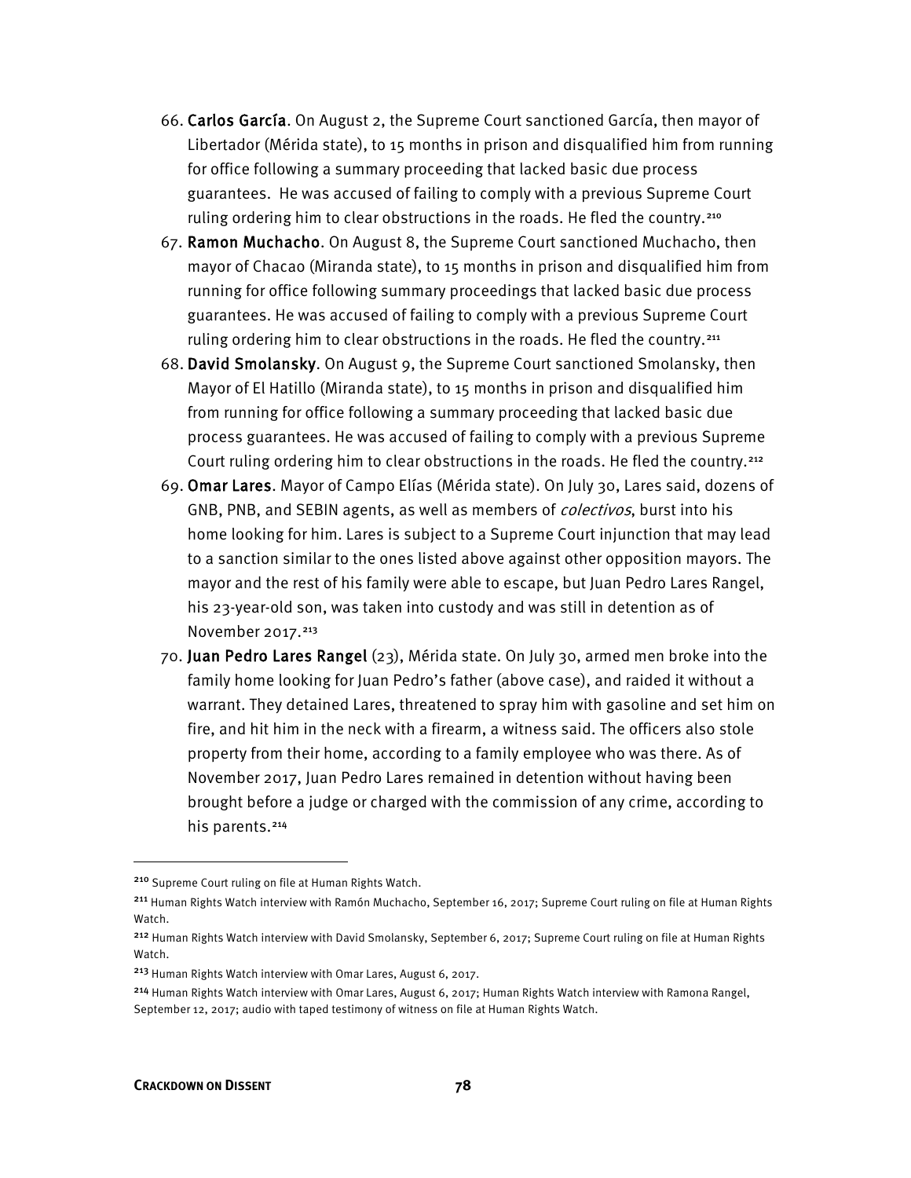66. **Carlos García**. On August 2, the Supreme Court sanctioned García, then mayor of Libertador (Mérida state), to 15 months in prison and disqualified him from running for office following a summary proceeding that lacked basic due process guarantees. He was accused of failing to comply with a previous Supreme Court ruling ordering him to clear obstructions in the roads. He fled the country.[210]
67. **Ramon Muchacho**. On August 8, the Supreme Court sanctioned Muchacho, then mayor of Chacao (Miranda state), to 15 months in prison and disqualified him from running for office following summary proceedings that lacked basic due process guarantees. He was accused of failing to comply with a previous Supreme Court ruling ordering him to clear obstructions in the roads. He fled the country.[211]
68. **David Smolansky**. On August 9, the Supreme Court sanctioned Smolansky, then Mayor of El Hatillo (Miranda state), to 15 months in prison and disqualified him from running for office following a summary proceeding that lacked basic due process guarantees. He was accused of failing to comply with a previous Supreme Court ruling ordering him to clear obstructions in the roads. He fled the country.[212]
69. **Omar Lares**. Mayor of Campo Elías (Mérida state). On July 30, Lares said, dozens of GNB, PNB, and SEBIN agents, as well as members of *colectivos*, burst into his home looking for him. Lares is subject to a Supreme Court injunction that may lead to a sanction similar to the ones listed above against other opposition mayors. The mayor and the rest of his family were able to escape, but Juan Pedro Lares Rangel, his 23-year-old son, was taken into custody and was still in detention as of November 2017.[213]
70. **Juan Pedro Lares Rangel** (23), Mérida state. On July 30, armed men broke into the family home looking for Juan Pedro's father (above case), and raided it without a warrant. They detained Lares, threatened to spray him with gasoline and set him on fire, and hit him in the neck with a firearm, a witness said. The officers also stole property from their home, according to a family employee who was there. As of November 2017, Juan Pedro Lares remained in detention without having been brought before a judge or charged with the commission of any crime, according to his parents.[214]

---

[210] Supreme Court ruling on file at Human Rights Watch.

[211] Human Rights Watch interview with Ramón Muchacho, September 16, 2017; Supreme Court ruling on file at Human Rights Watch.

[212] Human Rights Watch interview with David Smolansky, September 6, 2017; Supreme Court ruling on file at Human Rights Watch.

[213] Human Rights Watch interview with Omar Lares, August 6, 2017.

[214] Human Rights Watch interview with Omar Lares, August 6, 2017; Human Rights Watch interview with Ramona Rangel, September 12, 2017; audio with taped testimony of witness on file at Human Rights Watch.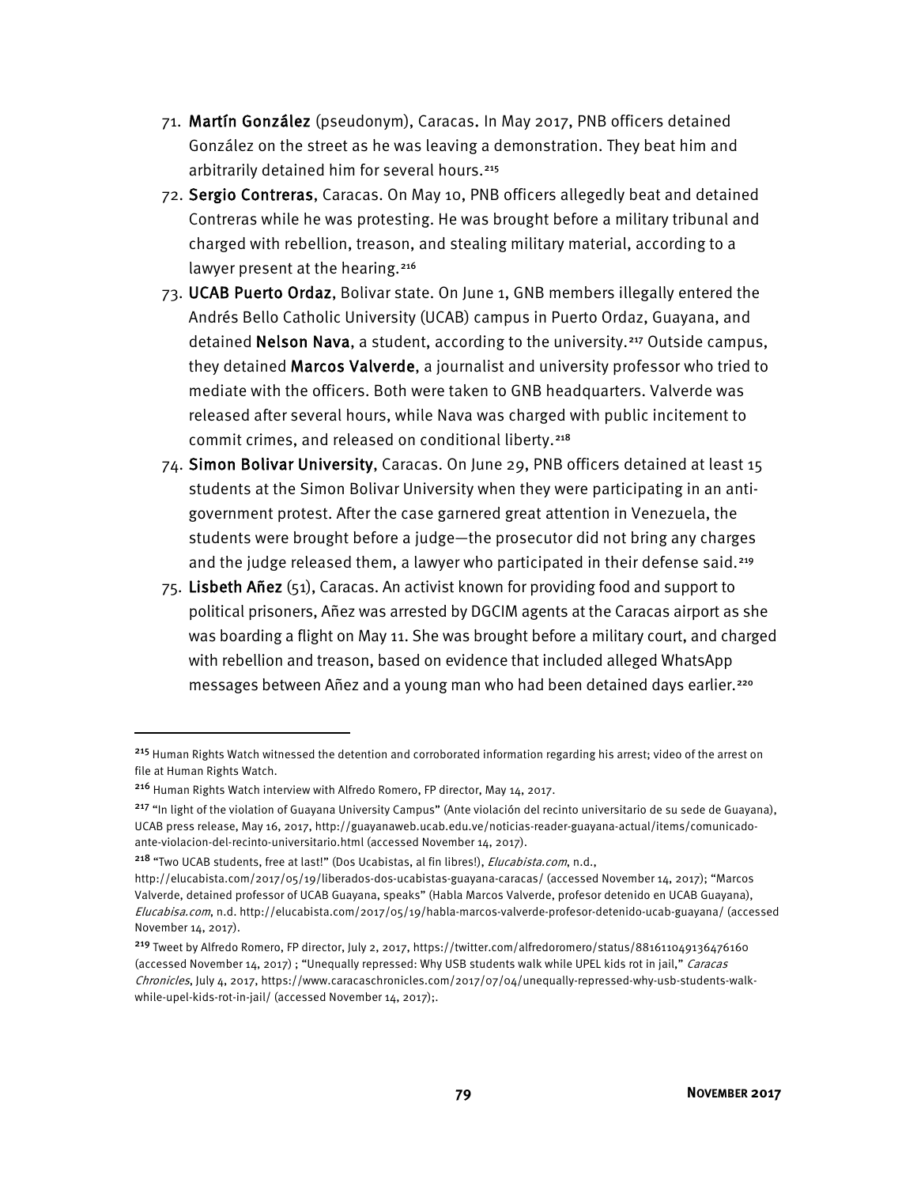71. **Martín González** (pseudonym), Caracas. In May 2017, PNB officers detained González on the street as he was leaving a demonstration. They beat him and arbitrarily detained him for several hours.[215]
72. **Sergio Contreras**, Caracas. On May 10, PNB officers allegedly beat and detained Contreras while he was protesting. He was brought before a military tribunal and charged with rebellion, treason, and stealing military material, according to a lawyer present at the hearing.[216]
73. **UCAB Puerto Ordaz**, Bolivar state. On June 1, GNB members illegally entered the Andrés Bello Catholic University (UCAB) campus in Puerto Ordaz, Guayana, and detained **Nelson Nava**, a student, according to the university.[217] Outside campus, they detained **Marcos Valverde**, a journalist and university professor who tried to mediate with the officers. Both were taken to GNB headquarters. Valverde was released after several hours, while Nava was charged with public incitement to commit crimes, and released on conditional liberty.[218]
74. **Simon Bolivar University**, Caracas. On June 29, PNB officers detained at least 15 students at the Simon Bolivar University when they were participating in an anti-government protest. After the case garnered great attention in Venezuela, the students were brought before a judge—the prosecutor did not bring any charges and the judge released them, a lawyer who participated in their defense said.[219]
75. **Lisbeth Añez** (51), Caracas. An activist known for providing food and support to political prisoners, Añez was arrested by DGCIM agents at the Caracas airport as she was boarding a flight on May 11. She was brought before a military court, and charged with rebellion and treason, based on evidence that included alleged WhatsApp messages between Añez and a young man who had been detained days earlier.[220]

---

[215] Human Rights Watch witnessed the detention and corroborated information regarding his arrest; video of the arrest on file at Human Rights Watch.

[216] Human Rights Watch interview with Alfredo Romero, FP director, May 14, 2017.

[217] "In light of the violation of Guayana University Campus" (Ante violación del recinto universitario de su sede de Guayana), UCAB press release, May 16, 2017, http://guayanaweb.ucab.edu.ve/noticias-reader-guayana-actual/items/comunicado-ante-violacion-del-recinto-universitario.html (accessed November 14, 2017).

[218] "Two UCAB students, free at last!" (Dos Ucabistas, al fin libres!), *Elucabista.com*, n.d., http://elucabista.com/2017/05/19/liberados-dos-ucabistas-guayana-caracas/ (accessed November 14, 2017); "Marcos Valverde, detained professor of UCAB Guayana, speaks" (Habla Marcos Valverde, profesor detenido en UCAB Guayana), *Elucabisa.com*, n.d. http://elucabista.com/2017/05/19/habla-marcos-valverde-profesor-detenido-ucab-guayana/ (accessed November 14, 2017).

[219] Tweet by Alfredo Romero, FP director, July 2, 2017, https://twitter.com/alfredoromero/status/881611049136476160 (accessed November 14, 2017) ; "Unequally repressed: Why USB students walk while UPEL kids rot in jail," *Caracas Chronicles*, July 4, 2017, https://www.caracaschronicles.com/2017/07/04/unequally-repressed-why-usb-students-walk-while-upel-kids-rot-in-jail/ (accessed November 14, 2017);.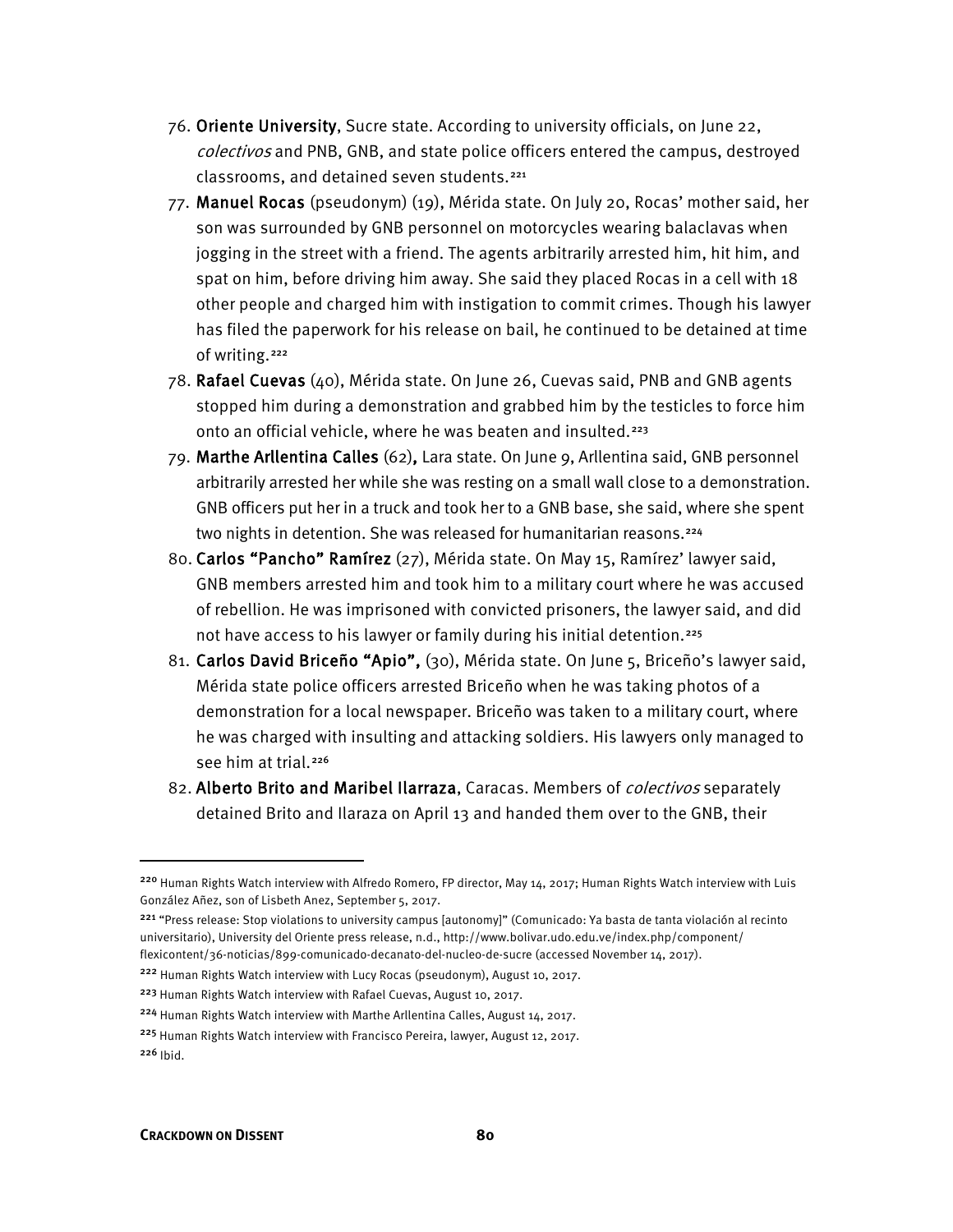76. **Oriente University**, Sucre state. According to university officials, on June 22, *colectivos* and PNB, GNB, and state police officers entered the campus, destroyed classrooms, and detained seven students.[221]
77. **Manuel Rocas** (pseudonym) (19), Mérida state. On July 20, Rocas' mother said, her son was surrounded by GNB personnel on motorcycles wearing balaclavas when jogging in the street with a friend. The agents arbitrarily arrested him, hit him, and spat on him, before driving him away. She said they placed Rocas in a cell with 18 other people and charged him with instigation to commit crimes. Though his lawyer has filed the paperwork for his release on bail, he continued to be detained at time of writing.[222]
78. **Rafael Cuevas** (40), Mérida state. On June 26, Cuevas said, PNB and GNB agents stopped him during a demonstration and grabbed him by the testicles to force him onto an official vehicle, where he was beaten and insulted.[223]
79. **Marthe Arllentina Calles** (62), Lara state. On June 9, Arllentina said, GNB personnel arbitrarily arrested her while she was resting on a small wall close to a demonstration. GNB officers put her in a truck and took her to a GNB base, she said, where she spent two nights in detention. She was released for humanitarian reasons.[224]
80. **Carlos "Pancho" Ramírez** (27), Mérida state. On May 15, Ramírez' lawyer said, GNB members arrested him and took him to a military court where he was accused of rebellion. He was imprisoned with convicted prisoners, the lawyer said, and did not have access to his lawyer or family during his initial detention.[225]
81. **Carlos David Briceño "Apio",** (30), Mérida state. On June 5, Briceño's lawyer said, Mérida state police officers arrested Briceño when he was taking photos of a demonstration for a local newspaper. Briceño was taken to a military court, where he was charged with insulting and attacking soldiers. His lawyers only managed to see him at trial.[226]
82. **Alberto Brito and Maribel Ilarraza**, Caracas. Members of *colectivos* separately detained Brito and Ilaraza on April 13 and handed them over to the GNB, their

---

[220] Human Rights Watch interview with Alfredo Romero, FP director, May 14, 2017; Human Rights Watch interview with Luis González Añez, son of Lisbeth Anez, September 5, 2017.

[221] "Press release: Stop violations to university campus [autonomy]" (Comunicado: Ya basta de tanta violación al recinto universitario), University del Oriente press release, n.d., http://www.bolivar.udo.edu.ve/index.php/component/flexicontent/36-noticias/899-comunicado-decanato-del-nucleo-de-sucre (accessed November 14, 2017).

[222] Human Rights Watch interview with Lucy Rocas (pseudonym), August 10, 2017.

[223] Human Rights Watch interview with Rafael Cuevas, August 10, 2017.

[224] Human Rights Watch interview with Marthe Arllentina Calles, August 14, 2017.

[225] Human Rights Watch interview with Francisco Pereira, lawyer, August 12, 2017.

[226] Ibid.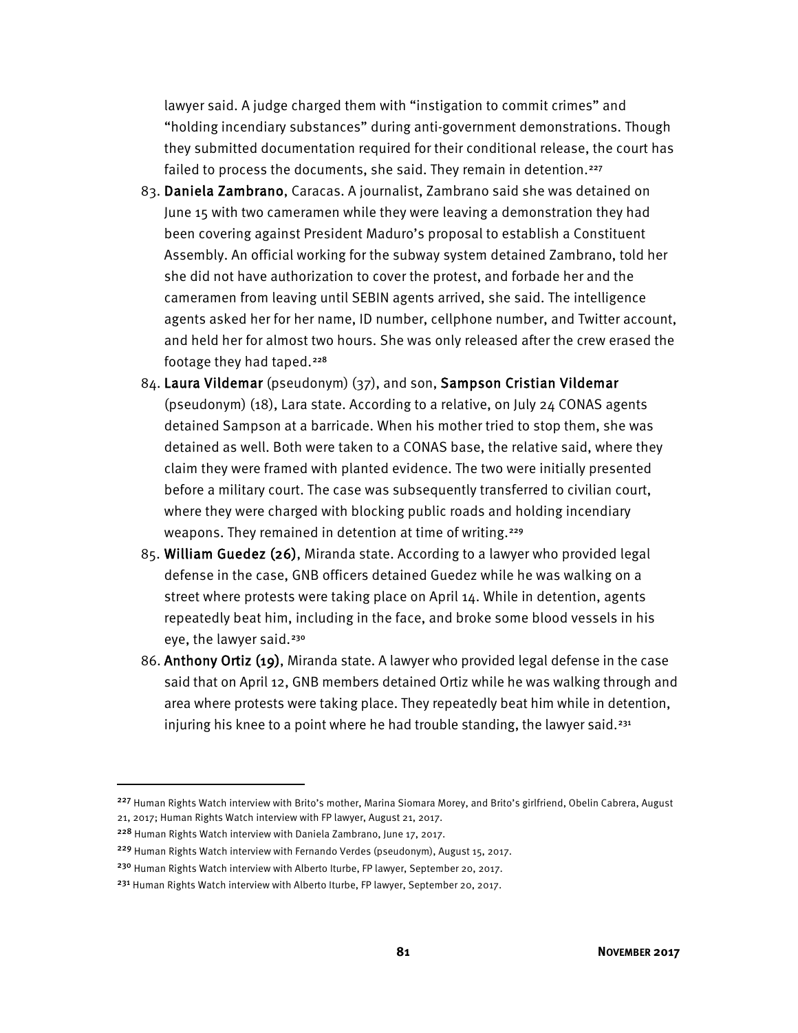lawyer said. A judge charged them with "instigation to commit crimes" and "holding incendiary substances" during anti-government demonstrations. Though they submitted documentation required for their conditional release, the court has failed to process the documents, she said. They remain in detention.[227]

83. **Daniela Zambrano**, Caracas. A journalist, Zambrano said she was detained on June 15 with two cameramen while they were leaving a demonstration they had been covering against President Maduro's proposal to establish a Constituent Assembly. An official working for the subway system detained Zambrano, told her she did not have authorization to cover the protest, and forbade her and the cameramen from leaving until SEBIN agents arrived, she said. The intelligence agents asked her for her name, ID number, cellphone number, and Twitter account, and held her for almost two hours. She was only released after the crew erased the footage they had taped.[228]
84. **Laura Vildemar** (pseudonym) (37), and son, **Sampson Cristian Vildemar** (pseudonym) (18), Lara state. According to a relative, on July 24 CONAS agents detained Sampson at a barricade. When his mother tried to stop them, she was detained as well. Both were taken to a CONAS base, the relative said, where they claim they were framed with planted evidence. The two were initially presented before a military court. The case was subsequently transferred to civilian court, where they were charged with blocking public roads and holding incendiary weapons. They remained in detention at time of writing.[229]
85. **William Guedez (26)**, Miranda state. According to a lawyer who provided legal defense in the case, GNB officers detained Guedez while he was walking on a street where protests were taking place on April 14. While in detention, agents repeatedly beat him, including in the face, and broke some blood vessels in his eye, the lawyer said.[230]
86. **Anthony Ortiz (19)**, Miranda state. A lawyer who provided legal defense in the case said that on April 12, GNB members detained Ortiz while he was walking through and area where protests were taking place. They repeatedly beat him while in detention, injuring his knee to a point where he had trouble standing, the lawyer said.[231]

---

[227] Human Rights Watch interview with Brito's mother, Marina Siomara Morey, and Brito's girlfriend, Obelin Cabrera, August 21, 2017; Human Rights Watch interview with FP lawyer, August 21, 2017.

[228] Human Rights Watch interview with Daniela Zambrano, June 17, 2017.

[229] Human Rights Watch interview with Fernando Verdes (pseudonym), August 15, 2017.

[230] Human Rights Watch interview with Alberto Iturbe, FP lawyer, September 20, 2017.

[231] Human Rights Watch interview with Alberto Iturbe, FP lawyer, September 20, 2017.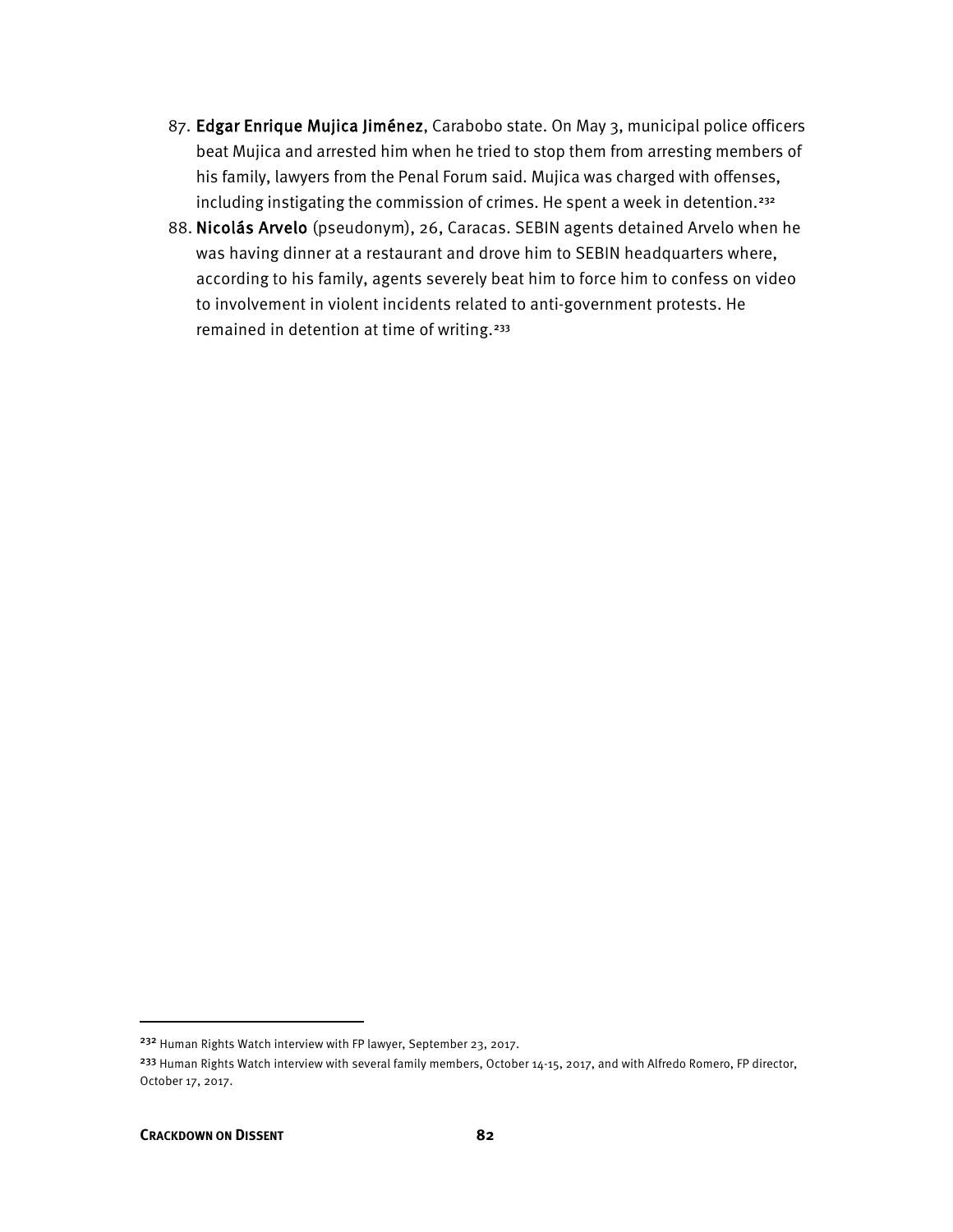87. **Edgar Enrique Mujica Jiménez**, Carabobo state. On May 3, municipal police officers beat Mujica and arrested him when he tried to stop them from arresting members of his family, lawyers from the Penal Forum said. Mujica was charged with offenses, including instigating the commission of crimes. He spent a week in detention.[232]
88. **Nicolás Arvelo** (pseudonym), 26, Caracas. SEBIN agents detained Arvelo when he was having dinner at a restaurant and drove him to SEBIN headquarters where, according to his family, agents severely beat him to force him to confess on video to involvement in violent incidents related to anti-government protests. He remained in detention at time of writing.[233]

[232] Human Rights Watch interview with FP lawyer, September 23, 2017.

[233] Human Rights Watch interview with several family members, October 14-15, 2017, and with Alfredo Romero, FP director, October 17, 2017.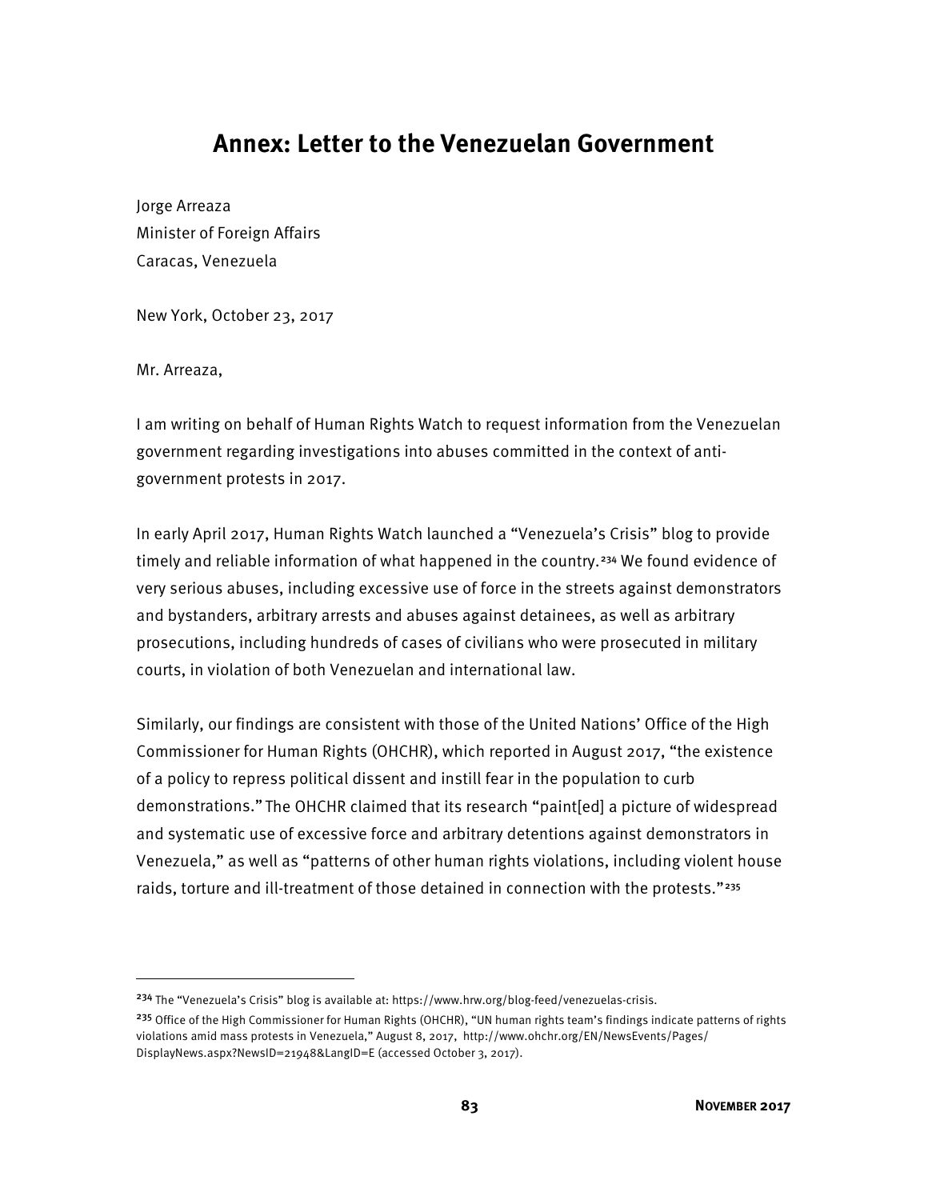## Annex: Letter to the Venezuelan Government

Jorge Arreaza
Minister of Foreign Affairs
Caracas, Venezuela

New York, October 23, 2017

Mr. Arreaza,

I am writing on behalf of Human Rights Watch to request information from the Venezuelan government regarding investigations into abuses committed in the context of anti-government protests in 2017.

In early April 2017, Human Rights Watch launched a "Venezuela's Crisis" blog to provide timely and reliable information of what happened in the country.[234] We found evidence of very serious abuses, including excessive use of force in the streets against demonstrators and bystanders, arbitrary arrests and abuses against detainees, as well as arbitrary prosecutions, including hundreds of cases of civilians who were prosecuted in military courts, in violation of both Venezuelan and international law.

Similarly, our findings are consistent with those of the United Nations' Office of the High Commissioner for Human Rights (OHCHR), which reported in August 2017, "the existence of a policy to repress political dissent and instill fear in the population to curb demonstrations." The OHCHR claimed that its research "paint[ed] a picture of widespread and systematic use of excessive force and arbitrary detentions against demonstrators in Venezuela," as well as "patterns of other human rights violations, including violent house raids, torture and ill-treatment of those detained in connection with the protests."[235]

---

[234] The "Venezuela's Crisis" blog is available at: https://www.hrw.org/blog-feed/venezuelas-crisis.

[235] Office of the High Commissioner for Human Rights (OHCHR), "UN human rights team's findings indicate patterns of rights violations amid mass protests in Venezuela," August 8, 2017, http://www.ohchr.org/EN/NewsEvents/Pages/DisplayNews.aspx?NewsID=21948&LangID=E (accessed October 3, 2017).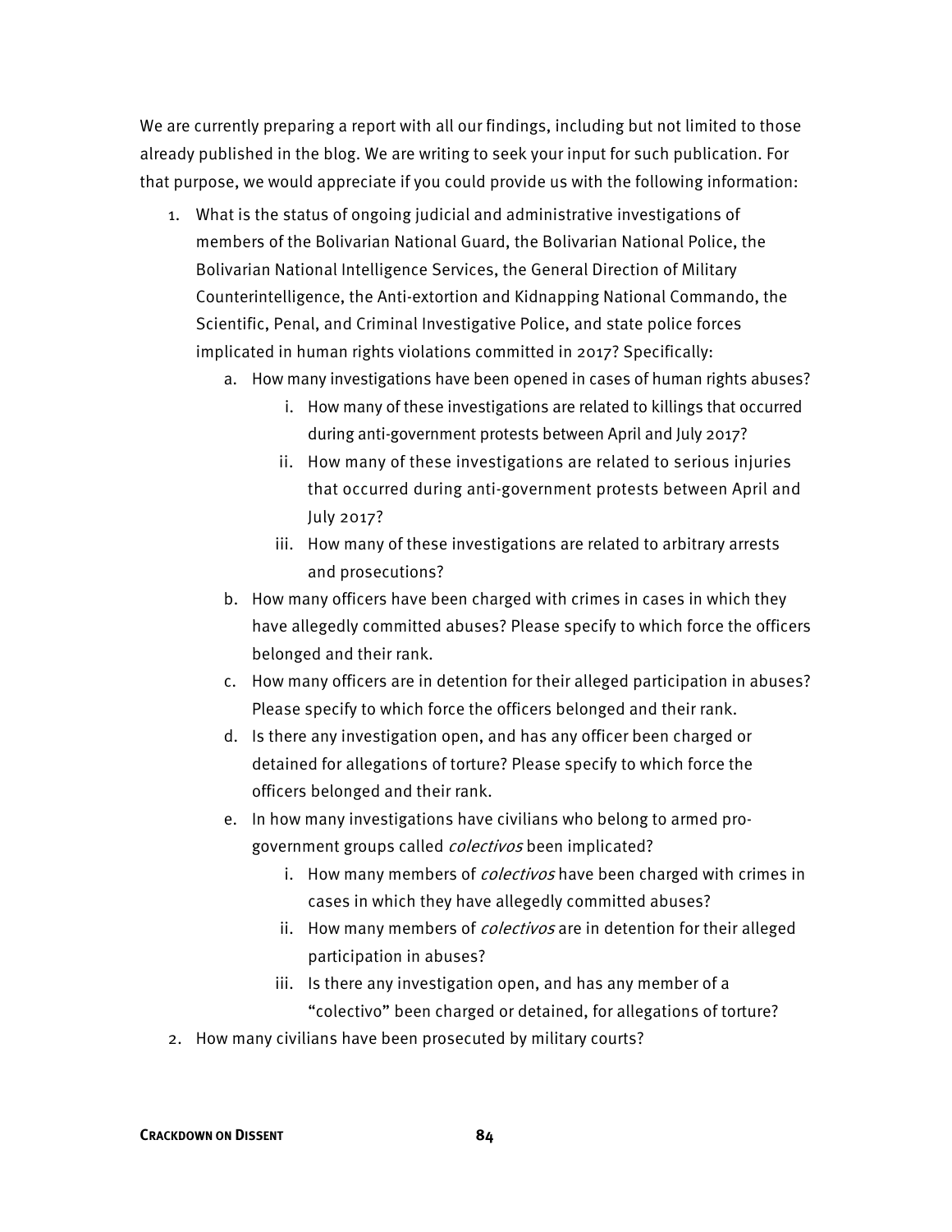We are currently preparing a report with all our findings, including but not limited to those already published in the blog. We are writing to seek your input for such publication. For that purpose, we would appreciate if you could provide us with the following information:

1. What is the status of ongoing judicial and administrative investigations of members of the Bolivarian National Guard, the Bolivarian National Police, the Bolivarian National Intelligence Services, the General Direction of Military Counterintelligence, the Anti-extortion and Kidnapping National Commando, the Scientific, Penal, and Criminal Investigative Police, and state police forces implicated in human rights violations committed in 2017? Specifically:
    a. How many investigations have been opened in cases of human rights abuses?
        i. How many of these investigations are related to killings that occurred during anti-government protests between April and July 2017?
        ii. How many of these investigations are related to serious injuries that occurred during anti-government protests between April and July 2017?
        iii. How many of these investigations are related to arbitrary arrests and prosecutions?
    b. How many officers have been charged with crimes in cases in which they have allegedly committed abuses? Please specify to which force the officers belonged and their rank.
    c. How many officers are in detention for their alleged participation in abuses? Please specify to which force the officers belonged and their rank.
    d. Is there any investigation open, and has any officer been charged or detained for allegations of torture? Please specify to which force the officers belonged and their rank.
    e. In how many investigations have civilians who belong to armed pro-government groups called *colectivos* been implicated?
        i. How many members of *colectivos* have been charged with crimes in cases in which they have allegedly committed abuses?
        ii. How many members of *colectivos* are in detention for their alleged participation in abuses?
        iii. Is there any investigation open, and has any member of a "colectivo" been charged or detained, for allegations of torture?
2. How many civilians have been prosecuted by military courts?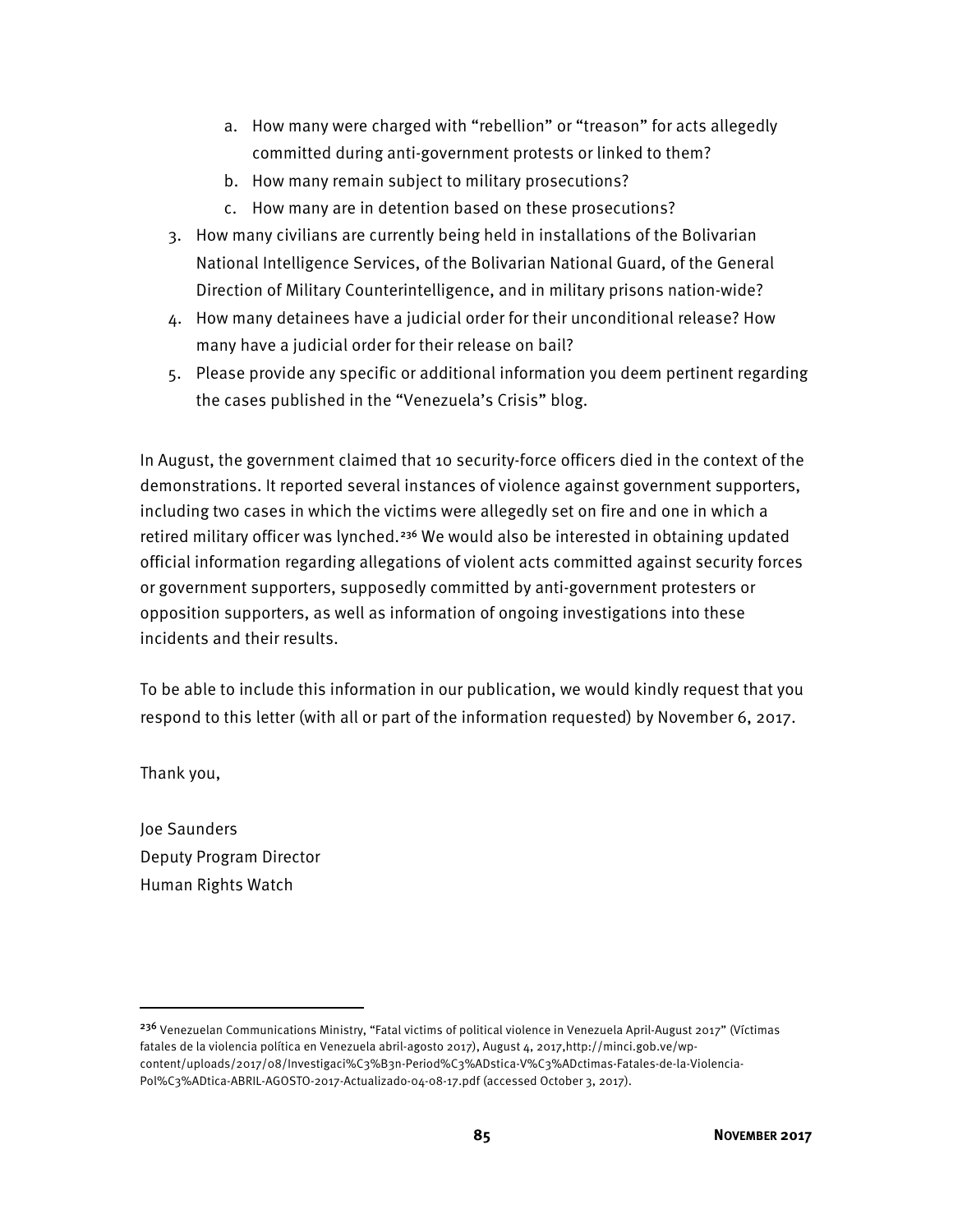a. How many were charged with "rebellion" or "treason" for acts allegedly committed during anti-government protests or linked to them?
   b. How many remain subject to military prosecutions?
   c. How many are in detention based on these prosecutions?
3. How many civilians are currently being held in installations of the Bolivarian National Intelligence Services, of the Bolivarian National Guard, of the General Direction of Military Counterintelligence, and in military prisons nation-wide?
4. How many detainees have a judicial order for their unconditional release? How many have a judicial order for their release on bail?
5. Please provide any specific or additional information you deem pertinent regarding the cases published in the "Venezuela's Crisis" blog.

In August, the government claimed that 10 security-force officers died in the context of the demonstrations. It reported several instances of violence against government supporters, including two cases in which the victims were allegedly set on fire and one in which a retired military officer was lynched.[236] We would also be interested in obtaining updated official information regarding allegations of violent acts committed against security forces or government supporters, supposedly committed by anti-government protesters or opposition supporters, as well as information of ongoing investigations into these incidents and their results.

To be able to include this information in our publication, we would kindly request that you respond to this letter (with all or part of the information requested) by November 6, 2017.

Thank you,

Joe Saunders
Deputy Program Director
Human Rights Watch

---

[236] Venezuelan Communications Ministry, "Fatal victims of political violence in Venezuela April-August 2017" (Víctimas fatales de la violencia política en Venezuela abril-agosto 2017), August 4, 2017,http://minci.gob.ve/wp-content/uploads/2017/08/Investigaci%C3%B3n-Period%C3%ADstica-V%C3%ADctimas-Fatales-de-la-Violencia-Pol%C3%ADtica-ABRIL-AGOSTO-2017-Actualizado-04-08-17.pdf (accessed October 3, 2017).